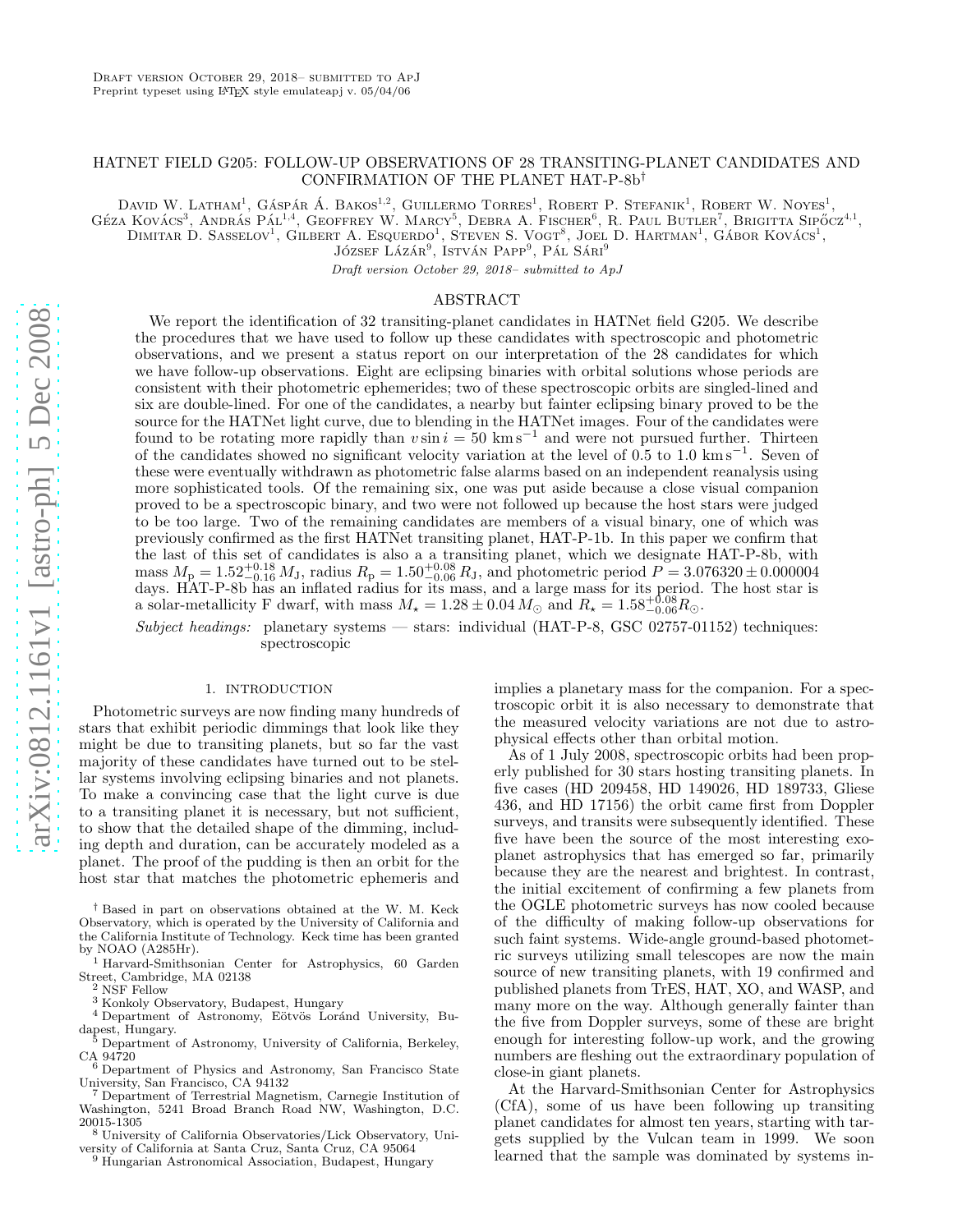Draft version October 29, 2018– submitted to ApJ
Preprint typeset using LaTeX style emulateapj v. 05/04/06

# HATNET FIELD G205: FOLLOW-UP OBSERVATIONS OF 28 TRANSITING-PLANET CANDIDATES AND CONFIRMATION OF THE PLANET HAT-P-8b[†]

David W. Latham[1], Gáspár Á. Bakos[1,2], Guillermo Torres[1], Robert P. Stefanik[1], Robert W. Noyes[1], Géza Kovács[3], András Pál[1,4], Geoffrey W. Marcy[5], Debra A. Fischer[6], R. Paul Butler[7], Brigitta Sipőcz[4,1], Dimitar D. Sasselov[1], Gilbert A. Esquerdo[1], Steven S. Vogt[8], Joel D. Hartman[1], Gábor Kovács[1], József Lázár[9], István Papp[9], Pál Sári[9]

*Draft version October 29, 2018– submitted to ApJ*

## ABSTRACT

We report the identification of 32 transiting-planet candidates in HATNet field G205. We describe the procedures that we have used to follow up these candidates with spectroscopic and photometric observations, and we present a status report on our interpretation of the 28 candidates for which we have follow-up observations. Eight are eclipsing binaries with orbital solutions whose periods are consistent with their photometric ephemerides; two of these spectroscopic orbits are singled-lined and six are double-lined. For one of the candidates, a nearby but fainter eclipsing binary proved to be the source for the HATNet light curve, due to blending in the HATNet images. Four of the candidates were found to be rotating more rapidly than $v \sin i = 50$ km s$^{-1}$ and were not pursued further. Thirteen of the candidates showed no significant velocity variation at the level of 0.5 to 1.0 km s$^{-1}$. Seven of these were eventually withdrawn as photometric false alarms based on an independent reanalysis using more sophisticated tools. Of the remaining six, one was put aside because a close visual companion proved to be a spectroscopic binary, and two were not followed up because the host stars were judged to be too large. Two of the remaining candidates are members of a visual binary, one of which was previously confirmed as the first HATNet transiting planet, HAT-P-1b. In this paper we confirm that the last of this set of candidates is also a transiting planet, which we designate HAT-P-8b, with mass $M_{\rm p} = 1.52^{+0.18}_{-0.16}\,M_{\rm J}$, radius $R_{\rm p} = 1.50^{+0.08}_{-0.06}\,R_{\rm J}$, and photometric period $P = 3.076320 \pm 0.000004$ days. HAT-P-8b has an inflated radius for its mass, and a large mass for its period. The host star is a solar-metallicity F dwarf, with mass $M_\star = 1.28 \pm 0.04\,M_\odot$ and $R_\star = 1.58^{+0.08}_{-0.06} R_\odot$.

*Subject headings:* planetary systems — stars: individual (HAT-P-8, GSC 02757-01152) techniques: spectroscopic

## 1. INTRODUCTION

Photometric surveys are now finding many hundreds of stars that exhibit periodic dimmings that look like they might be due to transiting planets, but so far the vast majority of these candidates have turned out to be stellar systems involving eclipsing binaries and not planets. To make a convincing case that the light curve is due to a transiting planet it is necessary, but not sufficient, to show that the detailed shape of the dimming, including depth and duration, can be accurately modeled as a planet. The proof of the pudding is then an orbit for the host star that matches the photometric ephemeris and implies a planetary mass for the companion. For a spectroscopic orbit it is also necessary to demonstrate that the measured velocity variations are not due to astrophysical effects other than orbital motion.

As of 1 July 2008, spectroscopic orbits had been properly published for 30 stars hosting transiting planets. In five cases (HD 209458, HD 149026, HD 189733, Gliese 436, and HD 17156) the orbit came first from Doppler surveys, and transits were subsequently identified. These five have been the source of the most interesting exoplanet astrophysics that has emerged so far, primarily because they are the nearest and brightest. In contrast, the initial excitement of confirming a few planets from the OGLE photometric surveys has now cooled because of the difficulty of making follow-up observations for such faint systems. Wide-angle ground-based photometric surveys utilizing small telescopes are now the main source of new transiting planets, with 19 confirmed and published planets from TrES, HAT, XO, and WASP, and many more on the way. Although generally fainter than the five from Doppler surveys, some of these are bright enough for interesting follow-up work, and the growing numbers are fleshing out the extraordinary population of close-in giant planets.

At the Harvard-Smithsonian Center for Astrophysics (CfA), some of us have been following up transiting planet candidates for almost ten years, starting with targets supplied by the Vulcan team in 1999. We soon learned that the sample was dominated by systems in-

[†] Based in part on observations obtained at the W. M. Keck Observatory, which is operated by the University of California and the California Institute of Technology. Keck time has been granted by NOAO (A285Hr).
[1] Harvard-Smithsonian Center for Astrophysics, 60 Garden Street, Cambridge, MA 02138
[2] NSF Fellow
[3] Konkoly Observatory, Budapest, Hungary
[4] Department of Astronomy, Eötvös Loránd University, Budapest, Hungary.
[5] Department of Astronomy, University of California, Berkeley, CA 94720
[6] Department of Physics and Astronomy, San Francisco State University, San Francisco, CA 94132
[7] Department of Terrestrial Magnetism, Carnegie Institution of Washington, 5241 Broad Branch Road NW, Washington, D.C. 20015-1305
[8] University of California Observatories/Lick Observatory, University of California at Santa Cruz, Santa Cruz, CA 95064
[9] Hungarian Astronomical Association, Budapest, Hungary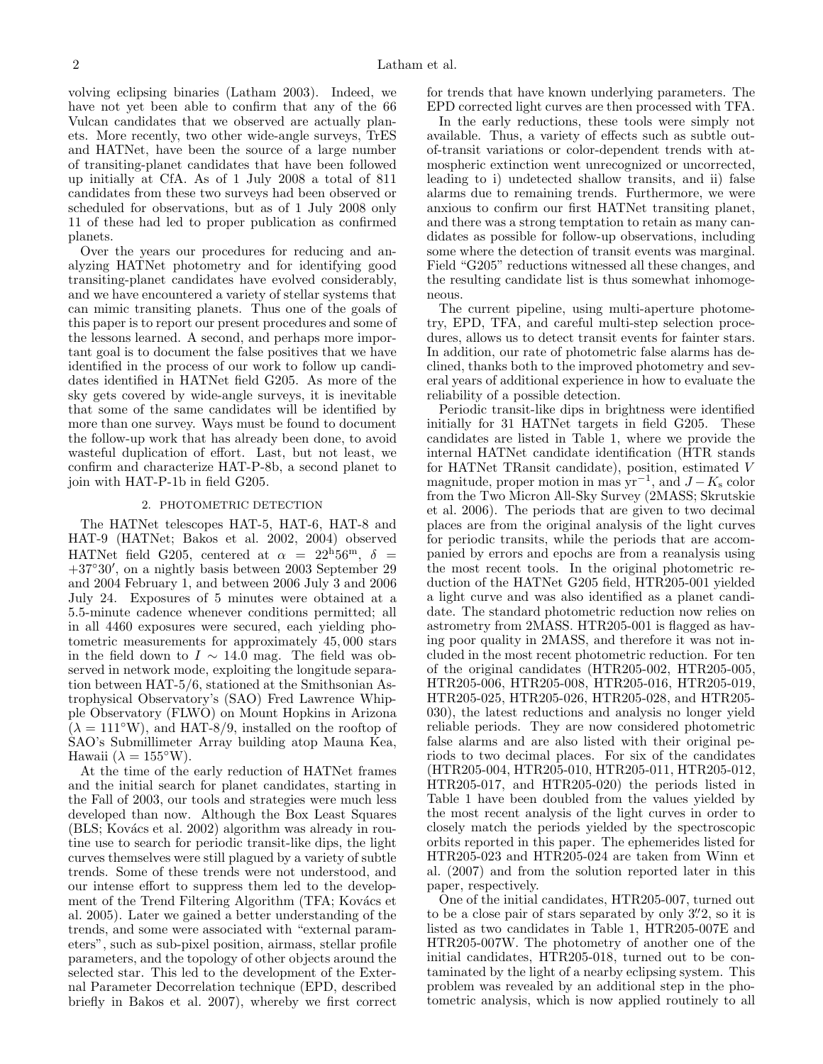volving eclipsing binaries (Latham 2003). Indeed, we have not yet been able to confirm that any of the 66 Vulcan candidates that we observed are actually planets. More recently, two other wide-angle surveys, TrES and HATNet, have been the source of a large number of transiting-planet candidates that have been followed up initially at CfA. As of 1 July 2008 a total of 811 candidates from these two surveys had been observed or scheduled for observations, but as of 1 July 2008 only 11 of these had led to proper publication as confirmed planets.

Over the years our procedures for reducing and analyzing HATNet photometry and for identifying good transiting-planet candidates have evolved considerably, and we have encountered a variety of stellar systems that can mimic transiting planets. Thus one of the goals of this paper is to report our present procedures and some of the lessons learned. A second, and perhaps more important goal is to document the false positives that we have identified in the process of our work to follow up candidates identified in HATNet field G205. As more of the sky gets covered by wide-angle surveys, it is inevitable that some of the same candidates will be identified by more than one survey. Ways must be found to document the follow-up work that has already been done, to avoid wasteful duplication of effort. Last, but not least, we confirm and characterize HAT-P-8b, a second planet to join with HAT-P-1b in field G205.

## 2. PHOTOMETRIC DETECTION

The HATNet telescopes HAT-5, HAT-6, HAT-8 and HAT-9 (HATNet; Bakos et al. 2002, 2004) observed HATNet field G205, centered at $\alpha = 22^{\rm h}56^{\rm m}$, $\delta = +37°30'$, on a nightly basis between 2003 September 29 and 2004 February 1, and between 2006 July 3 and 2006 July 24. Exposures of 5 minutes were obtained at a 5.5-minute cadence whenever conditions permitted; all in all 4460 exposures were secured, each yielding photometric measurements for approximately 45,000 stars in the field down to $I \sim 14.0$ mag. The field was observed in network mode, exploiting the longitude separation between HAT-5/6, stationed at the Smithsonian Astrophysical Observatory's (SAO) Fred Lawrence Whipple Observatory (FLWO) on Mount Hopkins in Arizona ($\lambda = 111°$W), and HAT-8/9, installed on the rooftop of SAO's Submillimeter Array building atop Mauna Kea, Hawaii ($\lambda = 155°$W).

At the time of the early reduction of HATNet frames and the initial search for planet candidates, starting in the Fall of 2003, our tools and strategies were much less developed than now. Although the Box Least Squares (BLS; Kovács et al. 2002) algorithm was already in routine use to search for periodic transit-like dips, the light curves themselves were still plagued by a variety of subtle trends. Some of these trends were not understood, and our intense effort to suppress them led to the development of the Trend Filtering Algorithm (TFA; Kovács et al. 2005). Later we gained a better understanding of the trends, and some were associated with "external parameters", such as sub-pixel position, airmass, stellar profile parameters, and the topology of other objects around the selected star. This led to the development of the External Parameter Decorrelation technique (EPD, described briefly in Bakos et al. 2007), whereby we first correct for trends that have known underlying parameters. The EPD corrected light curves are then processed with TFA.

In the early reductions, these tools were simply not available. Thus, a variety of effects such as subtle out-of-transit variations or color-dependent trends with atmospheric extinction went unrecognized or uncorrected, leading to i) undetected shallow transits, and ii) false alarms due to remaining trends. Furthermore, we were anxious to confirm our first HATNet transiting planet, and there was a strong temptation to retain as many candidates as possible for follow-up observations, including some where the detection of transit events was marginal. Field "G205" reductions witnessed all these changes, and the resulting candidate list is thus somewhat inhomogeneous.

The current pipeline, using multi-aperture photometry, EPD, TFA, and careful multi-step selection procedures, allows us to detect transit events for fainter stars. In addition, our rate of photometric false alarms has declined, thanks both to the improved photometry and several years of additional experience in how to evaluate the reliability of a possible detection.

Periodic transit-like dips in brightness were identified initially for 31 HATNet targets in field G205. These candidates are listed in Table 1, where we provide the internal HATNet candidate identification (HTR stands for HATNet TRansit candidate), position, estimated $V$ magnitude, proper motion in mas yr$^{-1}$, and $J - K_{\rm s}$ color from the Two Micron All-Sky Survey (2MASS; Skrutskie et al. 2006). The periods that are given to two decimal places are from the original analysis of the light curves for periodic transits, while the periods that are accompanied by errors and epochs are from a reanalysis using the most recent tools. In the original photometric reduction of the HATNet G205 field, HTR205-001 yielded a light curve and was also identified as a planet candidate. The standard photometric reduction now relies on astrometry from 2MASS. HTR205-001 is flagged as having poor quality in 2MASS, and therefore it was not included in the most recent photometric reduction. For ten of the original candidates (HTR205-002, HTR205-005, HTR205-006, HTR205-008, HTR205-016, HTR205-019, HTR205-025, HTR205-026, HTR205-028, and HTR205-030), the latest reductions and analysis no longer yield reliable periods. They are now considered photometric false alarms and are also listed with their original periods to two decimal places. For six of the candidates (HTR205-004, HTR205-010, HTR205-011, HTR205-012, HTR205-017, and HTR205-020) the periods listed in Table 1 have been doubled from the values yielded by the most recent analysis of the light curves in order to closely match the periods yielded by the spectroscopic orbits reported in this paper. The ephemerides listed for HTR205-023 and HTR205-024 are taken from Winn et al. (2007) and from the solution reported later in this paper, respectively.

One of the initial candidates, HTR205-007, turned out to be a close pair of stars separated by only $3\farcs2$, so it is listed as two candidates in Table 1, HTR205-007E and HTR205-007W. The photometry of another one of the initial candidates, HTR205-018, turned out to be contaminated by the light of a nearby eclipsing system. This problem was revealed by an additional step in the photometric analysis, which is now applied routinely to all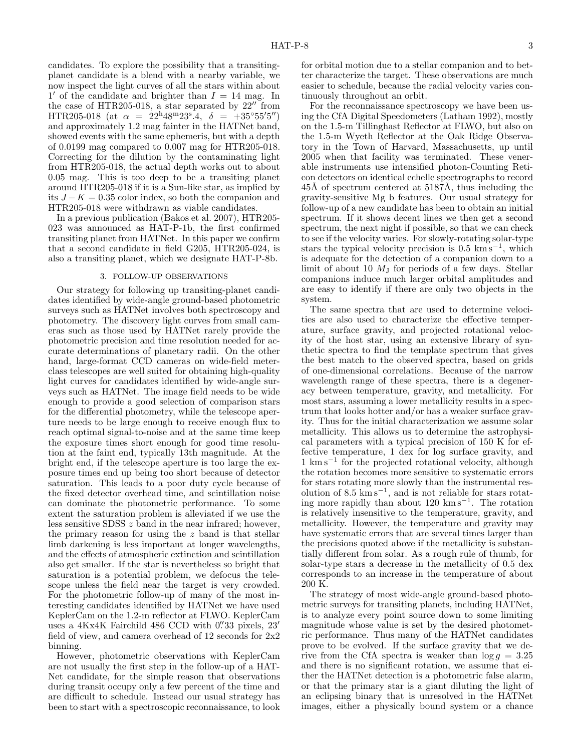candidates. To explore the possibility that a transiting-planet candidate is a blend with a nearby variable, we now inspect the light curves of all the stars within about 1′ of the candidate and brighter than $I = 14$ mag. In the case of HTR205-018, a star separated by 22″ from HTR205-018 (at $\alpha = 22^{\rm h}48^{\rm m}23^{\rm s}.4$, $\delta = +35°55'5''$) and approximately 1.2 mag fainter in the HATNet band, showed events with the same ephemeris, but with a depth of 0.0199 mag compared to 0.007 mag for HTR205-018. Correcting for the dilution by the contaminating light from HTR205-018, the actual depth works out to about 0.05 mag. This is too deep to be a transiting planet around HTR205-018 if it is a Sun-like star, as implied by its $J-K = 0.35$ color index, so both the companion and HTR205-018 were withdrawn as viable candidates.

In a previous publication (Bakos et al. 2007), HTR205-023 was announced as HAT-P-1b, the first confirmed transiting planet from HATNet. In this paper we confirm that a second candidate in field G205, HTR205-024, is also a transiting planet, which we designate HAT-P-8b.

## 3. FOLLOW-UP OBSERVATIONS

Our strategy for following up transiting-planet candidates identified by wide-angle ground-based photometric surveys such as HATNet involves both spectroscopy and photometry. The discovery light curves from small cameras such as those used by HATNet rarely provide the photometric precision and time resolution needed for accurate determinations of planetary radii. On the other hand, large-format CCD cameras on wide-field meter-class telescopes are well suited for obtaining high-quality light curves for candidates identified by wide-angle surveys such as HATNet. The image field needs to be wide enough to provide a good selection of comparison stars for the differential photometry, while the telescope aperture needs to be large enough to receive enough flux to reach optimal signal-to-noise and at the same time keep the exposure times short enough for good time resolution at the faint end, typically 13th magnitude. At the bright end, if the telescope aperture is too large the exposure times end up being too short because of detector saturation. This leads to a poor duty cycle because of the fixed detector overhead time, and scintillation noise can dominate the photometric performance. To some extent the saturation problem is alleviated if we use the less sensitive SDSS $z$ band in the near infrared; however, the primary reason for using the $z$ band is that stellar limb darkening is less important at longer wavelengths, and the effects of atmospheric extinction and scintillation also get smaller. If the star is nevertheless so bright that saturation is a potential problem, we defocus the telescope unless the field near the target is very crowded. For the photometric follow-up of many of the most interesting candidates identified by HATNet we have used KeplerCam on the 1.2-m reflector at FLWO. KeplerCam uses a 4Kx4K Fairchild 486 CCD with 0.″33 pixels, 23′ field of view, and camera overhead of 12 seconds for 2x2 binning.

However, photometric observations with KeplerCam are not usually the first step in the follow-up of a HATNet candidate, for the simple reason that observations during transit occupy only a few percent of the time and are difficult to schedule. Instead our usual strategy has been to start with a spectroscopic reconnaissance, to look for orbital motion due to a stellar companion and to better characterize the target. These observations are much easier to schedule, because the radial velocity varies continuously throughout an orbit.

For the reconnaissance spectroscopy we have been using the CfA Digital Speedometers (Latham 1992), mostly on the 1.5-m Tillinghast Reflector at FLWO, but also on the 1.5-m Wyeth Reflector at the Oak Ridge Observatory in the Town of Harvard, Massachusetts, up until 2005 when that facility was terminated. These venerable instruments use intensified photon-Counting Reticon detectors on identical echelle spectrographs to record 45Å of spectrum centered at 5187Å, thus including the gravity-sensitive Mg b features. Our usual strategy for follow-up of a new candidate has been to obtain an initial spectrum. If it shows decent lines we then get a second spectrum, the next night if possible, so that we can check to see if the velocity varies. For slowly-rotating solar-type stars the typical velocity precision is 0.5 $\mathrm{km\,s^{-1}}$, which is adequate for the detection of a companion down to a limit of about 10 $M_{\rm J}$ for periods of a few days. Stellar companions induce much larger orbital amplitudes and are easy to identify if there are only two objects in the system.

The same spectra that are used to determine velocities are also used to characterize the effective temperature, surface gravity, and projected rotational velocity of the host star, using an extensive library of synthetic spectra to find the template spectrum that gives the best match to the observed spectra, based on grids of one-dimensional correlations. Because of the narrow wavelength range of these spectra, there is a degeneracy between temperature, gravity, and metallicity. For most stars, assuming a lower metallicity results in a spectrum that looks hotter and/or has a weaker surface gravity. Thus for the initial characterization we assume solar metallicity. This allows us to determine the astrophysical parameters with a typical precision of 150 K for effective temperature, 1 dex for log surface gravity, and 1 $\mathrm{km\,s^{-1}}$ for the projected rotational velocity, although the rotation becomes more sensitive to systematic errors for stars rotating more slowly than the instrumental resolution of 8.5 $\mathrm{km\,s^{-1}}$, and is not reliable for stars rotating more rapidly than about 120 $\mathrm{km\,s^{-1}}$. The rotation is relatively insensitive to the temperature, gravity, and metallicity. However, the temperature and gravity may have systematic errors that are several times larger than the precisions quoted above if the metallicity is substantially different from solar. As a rough rule of thumb, for solar-type stars a decrease in the metallicity of 0.5 dex corresponds to an increase in the temperature of about 200 K.

The strategy of most wide-angle ground-based photometric surveys for transiting planets, including HATNet, is to analyze every point source down to some limiting magnitude whose value is set by the desired photometric performance. Thus many of the HATNet candidates prove to be evolved. If the surface gravity that we derive from the CfA spectra is weaker than $\log g = 3.25$ and there is no significant rotation, we assume that either the HATNet detection is a photometric false alarm, or that the primary star is a giant diluting the light of an eclipsing binary that is unresolved in the HATNet images, either a physically bound system or a chance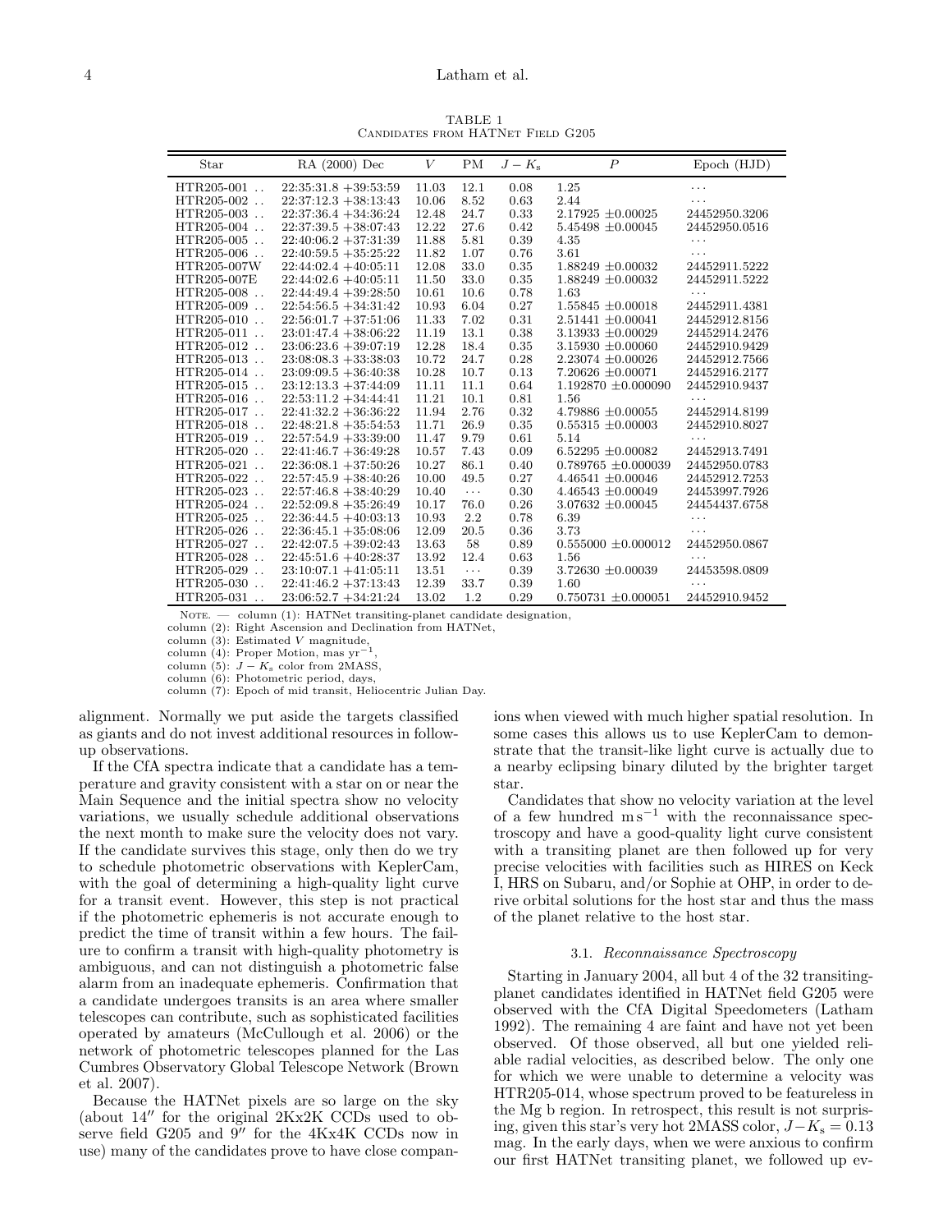TABLE 1
Candidates from HATNet Field G205

| Star | RA (2000) Dec | $V$ | PM | $J-K_s$ | $P$ | Epoch (HJD) |
|---|---|---|---|---|---|---|
| HTR205-001 .. | 22:35:31.8 +39:53:59 | 11.03 | 12.1 | 0.08 | 1.25 | ... |
| HTR205-002 .. | 22:37:12.3 +38:13:43 | 10.06 | 8.52 | 0.63 | 2.44 | ... |
| HTR205-003 .. | 22:37:36.4 +34:36:24 | 12.48 | 24.7 | 0.33 | 2.17925 ±0.00025 | 24452950.3206 |
| HTR205-004 .. | 22:37:39.5 +38:07:43 | 12.22 | 27.6 | 0.42 | 5.45498 ±0.00045 | 24452950.0516 |
| HTR205-005 .. | 22:40:06.2 +37:31:39 | 11.88 | 5.81 | 0.39 | 4.35 | ... |
| HTR205-006 .. | 22:40:59.5 +35:25:22 | 11.82 | 1.07 | 0.76 | 3.61 | ... |
| HTR205-007W | 22:44:02.4 +40:05:11 | 12.08 | 33.0 | 0.35 | 1.88249 ±0.00032 | 24452911.5222 |
| HTR205-007E | 22:44:02.6 +40:05:11 | 11.50 | 33.0 | 0.35 | 1.88249 ±0.00032 | 24452911.5222 |
| HTR205-008 .. | 22:44:49.4 +39:28:50 | 10.61 | 10.6 | 0.78 | 1.63 | ... |
| HTR205-009 .. | 22:54:56.5 +34:31:42 | 10.93 | 6.04 | 0.27 | 1.55845 ±0.00018 | 24452911.4381 |
| HTR205-010 .. | 22:56:01.7 +37:51:06 | 11.33 | 7.02 | 0.31 | 2.51441 ±0.00041 | 24452912.8156 |
| HTR205-011 .. | 23:01:47.4 +38:06:22 | 11.19 | 13.1 | 0.38 | 3.13933 ±0.00029 | 24452914.2476 |
| HTR205-012 .. | 23:06:23.6 +39:07:19 | 12.28 | 18.4 | 0.35 | 3.15930 ±0.00060 | 24452910.9429 |
| HTR205-013 .. | 23:08:08.3 +33:38:03 | 10.72 | 24.7 | 0.28 | 2.23074 ±0.00026 | 24452912.7566 |
| HTR205-014 .. | 23:09:09.5 +36:40:38 | 10.28 | 10.7 | 0.13 | 7.20626 ±0.00071 | 24452916.2177 |
| HTR205-015 .. | 23:12:13.3 +37:44:09 | 11.11 | 11.1 | 0.64 | 1.192870 ±0.000090 | 24452910.9437 |
| HTR205-016 .. | 22:53:11.2 +34:44:41 | 11.21 | 10.1 | 0.81 | 1.56 | ... |
| HTR205-017 .. | 22:41:32.2 +36:36:22 | 11.94 | 2.76 | 0.32 | 4.79886 ±0.00055 | 24452914.8199 |
| HTR205-018 .. | 22:48:21.8 +35:54:53 | 11.71 | 26.9 | 0.35 | 0.55315 ±0.00003 | 24452910.8027 |
| HTR205-019 .. | 22:57:54.9 +33:39:00 | 11.47 | 9.79 | 0.61 | 5.14 | ... |
| HTR205-020 .. | 22:41:46.7 +36:49:28 | 10.57 | 7.43 | 0.09 | 6.52295 ±0.00082 | 24452913.7491 |
| HTR205-021 .. | 22:36:08.1 +37:50:26 | 10.27 | 86.1 | 0.40 | 0.789765 ±0.000039 | 24452950.0783 |
| HTR205-022 .. | 22:57:45.9 +38:40:26 | 10.00 | 49.5 | 0.27 | 4.46541 ±0.00046 | 24452912.7253 |
| HTR205-023 .. | 22:57:46.8 +38:40:29 | 10.40 | ... | 0.30 | 4.46543 ±0.00049 | 24453997.7926 |
| HTR205-024 .. | 22:52:09.8 +35:26:49 | 10.17 | 76.0 | 0.26 | 3.07632 ±0.00045 | 24454437.6758 |
| HTR205-025 .. | 22:36:44.5 +40:03:13 | 10.93 | 2.2 | 0.78 | 6.39 | ... |
| HTR205-026 .. | 22:36:45.1 +35:08:06 | 12.09 | 20.5 | 0.36 | 3.73 | ... |
| HTR205-027 .. | 22:42:07.5 +39:02:43 | 13.63 | 58 | 0.89 | 0.555000 ±0.000012 | 24452950.0867 |
| HTR205-028 .. | 22:45:51.6 +40:28:37 | 13.92 | 12.4 | 0.63 | 1.56 | ... |
| HTR205-029 .. | 23:10:07.1 +41:05:11 | 13.51 | ... | 0.39 | 3.72630 ±0.00039 | 24453598.0809 |
| HTR205-030 .. | 22:41:46.2 +37:13:43 | 12.39 | 33.7 | 0.39 | 1.60 | ... |
| HTR205-031 .. | 23:06:52.7 +34:21:24 | 13.02 | 1.2 | 0.29 | 0.750731 ±0.000051 | 24452910.9452 |

Note. — column (1): HATNet transiting-planet candidate designation,
column (2): Right Ascension and Declination from HATNet,
column (3): Estimated $V$ magnitude,
column (4): Proper Motion, mas yr$^{-1}$,
column (5): $J-K_s$ color from 2MASS,
column (6): Photometric period, days,
column (7): Epoch of mid transit, Heliocentric Julian Day.

alignment. Normally we put aside the targets classified as giants and do not invest additional resources in follow-up observations.

If the CfA spectra indicate that a candidate has a temperature and gravity consistent with a star on or near the Main Sequence and the initial spectra show no velocity variations, we usually schedule additional observations the next month to make sure the velocity does not vary. If the candidate survives this stage, only then do we try to schedule photometric observations with KeplerCam, with the goal of determining a high-quality light curve for a transit event. However, this step is not practical if the photometric ephemeris is not accurate enough to predict the time of transit within a few hours. The failure to confirm a transit with high-quality photometry is ambiguous, and can not distinguish a photometric false alarm from an inadequate ephemeris. Confirmation that a candidate undergoes transits is an area where smaller telescopes can contribute, such as sophisticated facilities operated by amateurs (McCullough et al. 2006) or the network of photometric telescopes planned for the Las Cumbres Observatory Global Telescope Network (Brown et al. 2007).

Because the HATNet pixels are so large on the sky (about 14″ for the original 2Kx2K CCDs used to observe field G205 and 9″ for the 4Kx4K CCDs now in use) many of the candidates prove to have close companions when viewed with much higher spatial resolution. In some cases this allows us to use KeplerCam to demonstrate that the transit-like light curve is actually due to a nearby eclipsing binary diluted by the brighter target star.

Candidates that show no velocity variation at the level of a few hundred m s$^{-1}$ with the reconnaissance spectroscopy and have a good-quality light curve consistent with a transiting planet are then followed up for very precise velocities with facilities such as HIRES on Keck I, HRS on Subaru, and/or Sophie at OHP, in order to derive orbital solutions for the host star and thus the mass of the planet relative to the host star.

### 3.1. *Reconnaissance Spectroscopy*

Starting in January 2004, all but 4 of the 32 transiting-planet candidates identified in HATNet field G205 were observed with the CfA Digital Speedometers (Latham 1992). The remaining 4 are faint and have not yet been observed. Of those observed, all but one yielded reliable radial velocities, as described below. The only one for which we were unable to determine a velocity was HTR205-014, whose spectrum proved to be featureless in the Mg b region. In retrospect, this result is not surprising, given this star's very hot 2MASS color, $J-K_s = 0.13$ mag. In the early days, when we were anxious to confirm our first HATNet transiting planet, we followed up ev-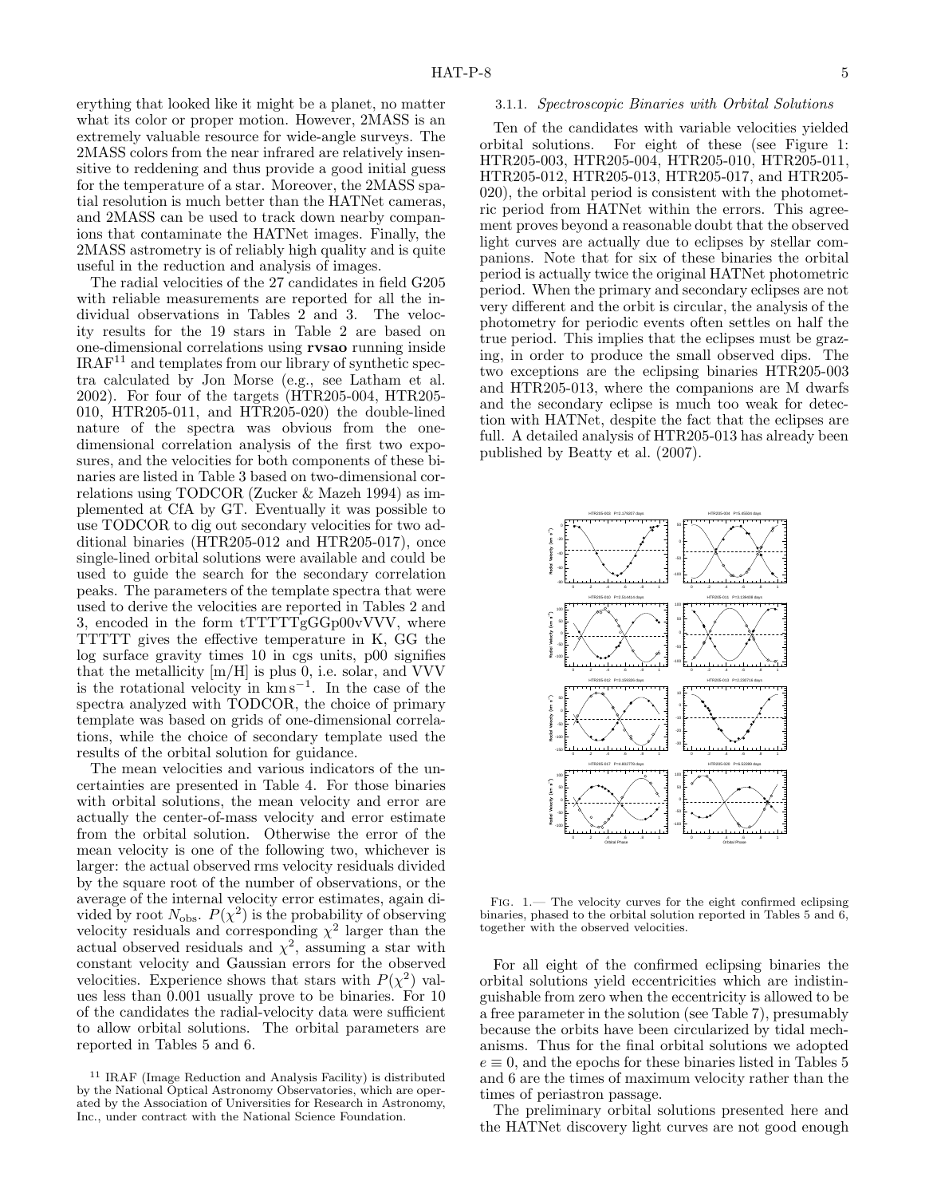erything that looked like it might be a planet, no matter what its color or proper motion. However, 2MASS is an extremely valuable resource for wide-angle surveys. The 2MASS colors from the near infrared are relatively insensitive to reddening and thus provide a good initial guess for the temperature of a star. Moreover, the 2MASS spatial resolution is much better than the HATNet cameras, and 2MASS can be used to track down nearby companions that contaminate the HATNet images. Finally, the 2MASS astrometry is of reliably high quality and is quite useful in the reduction and analysis of images.

The radial velocities of the 27 candidates in field G205 with reliable measurements are reported for all the individual observations in Tables 2 and 3. The velocity results for the 19 stars in Table 2 are based on one-dimensional correlations using **rvsao** running inside IRAF[11] and templates from our library of synthetic spectra calculated by Jon Morse (e.g., see Latham et al. 2002). For four of the targets (HTR205-004, HTR205-010, HTR205-011, and HTR205-020) the double-lined nature of the spectra was obvious from the one-dimensional correlation analysis of the first two exposures, and the velocities for both components of these binaries are listed in Table 3 based on two-dimensional correlations using TODCOR (Zucker & Mazeh 1994) as implemented at CfA by GT. Eventually it was possible to use TODCOR to dig out secondary velocities for two additional binaries (HTR205-012 and HTR205-017), once single-lined orbital solutions were available and could be used to guide the search for the secondary correlation peaks. The parameters of the template spectra that were used to derive the velocities are reported in Tables 2 and 3, encoded in the form tTTTTTgGGp00vVVV, where TTTTT gives the effective temperature in K, GG the log surface gravity times 10 in cgs units, p00 signifies that the metallicity [m/H] is plus 0, i.e. solar, and VVV is the rotational velocity in km s$^{-1}$. In the case of the spectra analyzed with TODCOR, the choice of primary template was based on grids of one-dimensional correlations, while the choice of secondary template used the results of the orbital solution for guidance.

The mean velocities and various indicators of the uncertainties are presented in Table 4. For those binaries with orbital solutions, the mean velocity and error are actually the center-of-mass velocity and error estimate from the orbital solution. Otherwise the error of the mean velocity is one of the following two, whichever is larger: the actual observed rms velocity residuals divided by the square root of the number of observations, or the average of the internal velocity error estimates, again divided by root $N_{\rm obs}$. $P(\chi^2)$ is the probability of observing velocity residuals and corresponding $\chi^2$ larger than the actual observed residuals and $\chi^2$, assuming a star with constant velocity and Gaussian errors for the observed velocities. Experience shows that stars with $P(\chi^2)$ values less than 0.001 usually prove to be binaries. For 10 of the candidates the radial-velocity data were sufficient to allow orbital solutions. The orbital parameters are reported in Tables 5 and 6.

[11] IRAF (Image Reduction and Analysis Facility) is distributed by the National Optical Astronomy Observatories, which are operated by the Association of Universities for Research in Astronomy, Inc., under contract with the National Science Foundation.

### 3.1.1. *Spectroscopic Binaries with Orbital Solutions*

Ten of the candidates with variable velocities yielded orbital solutions. For eight of these (see Figure 1: HTR205-003, HTR205-004, HTR205-010, HTR205-011, HTR205-012, HTR205-013, HTR205-017, and HTR205-020), the orbital period is consistent with the photometric period from HATNet within the errors. This agreement proves beyond a reasonable doubt that the observed light curves are actually due to eclipses by stellar companions. Note that for six of these binaries the orbital period is actually twice the original HATNet photometric period. When the primary and secondary eclipses are not very different and the orbit is circular, the analysis of the photometry for periodic events often settles on half the true period. This implies that the eclipses must be grazing, in order to produce the small observed dips. The two exceptions are the eclipsing binaries HTR205-003 and HTR205-013, where the companions are M dwarfs and the secondary eclipse is much too weak for detection with HATNet, despite the fact that the eclipses are full. A detailed analysis of HTR205-013 has already been published by Beatty et al. (2007).

Fig. 1.— The velocity curves for the eight confirmed eclipsing binaries, phased to the orbital solution reported in Tables 5 and 6, together with the observed velocities.

For all eight of the confirmed eclipsing binaries the orbital solutions yield eccentricities which are indistinguishable from zero when the eccentricity is allowed to be a free parameter in the solution (see Table 7), presumably because the orbits have been circularized by tidal mechanisms. Thus for the final orbital solutions we adopted $e \equiv 0$, and the epochs for these binaries listed in Tables 5 and 6 are the times of maximum velocity rather than the times of periastron passage.

The preliminary orbital solutions presented here and the HATNet discovery light curves are not good enough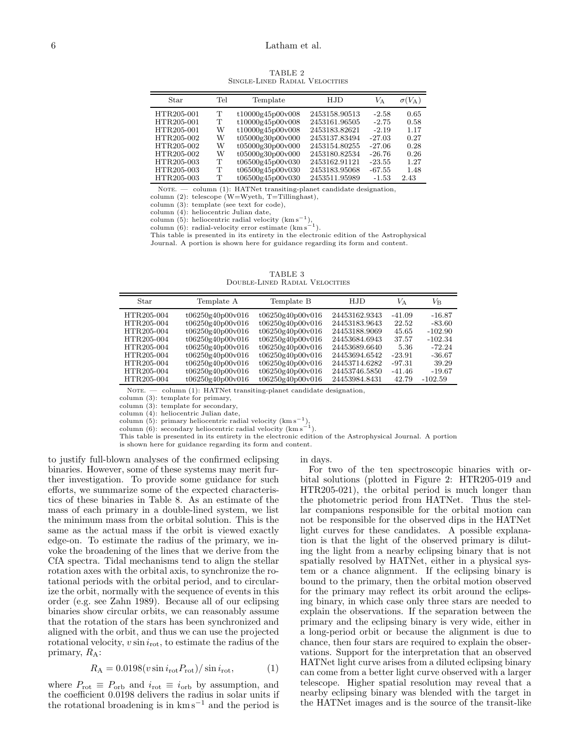TABLE 2
Single-Lined Radial Velocities

| Star | Tel | Template | HJD | $V_A$ | $\sigma(V_A)$ |
|---|---|---|---|---|---|
| HTR205-001 | T | t10000g45p00v008 | 2453158.90513 | -2.58 | 0.65 |
| HTR205-001 | T | t10000g45p00v008 | 2453161.96505 | -2.75 | 0.58 |
| HTR205-001 | W | t10000g45p00v008 | 2453183.82621 | -2.19 | 1.17 |
| HTR205-002 | W | t05000g30p00v000 | 2453137.83494 | -27.03 | 0.27 |
| HTR205-002 | W | t05000g30p00v000 | 2453154.80255 | -27.06 | 0.28 |
| HTR205-002 | W | t05000g30p00v000 | 2453180.82534 | -26.76 | 0.26 |
| HTR205-003 | T | t06500g45p00v030 | 2453162.91121 | -23.55 | 1.27 |
| HTR205-003 | T | t06500g45p00v030 | 2453183.95068 | -67.55 | 1.48 |
| HTR205-003 | T | t06500g45p00v030 | 2453511.95989 | -1.53 | 2.43 |

Note. — column (1): HATNet transiting-planet candidate designation,
column (2): telescope (W=Wyeth, T=Tillinghast),
column (3): template (see text for code),
column (4): heliocentric Julian date,
column (5): heliocentric radial velocity ($\mathrm{km\,s^{-1}}$),
column (6): radial-velocity error estimate ($\mathrm{km\,s^{-1}}$).
This table is presented in its entirety in the electronic edition of the Astrophysical Journal. A portion is shown here for guidance regarding its form and content.

TABLE 3
Double-Lined Radial Velocities

| Star | Template A | Template B | HJD | $V_A$ | $V_B$ |
|---|---|---|---|---|---|
| HTR205-004 | t06250g40p00v016 | t06250g40p00v016 | 24453162.9343 | -41.09 | -16.87 |
| HTR205-004 | t06250g40p00v016 | t06250g40p00v016 | 24453183.9643 | 22.52 | -83.60 |
| HTR205-004 | t06250g40p00v016 | t06250g40p00v016 | 24453188.9069 | 45.65 | -102.90 |
| HTR205-004 | t06250g40p00v016 | t06250g40p00v016 | 24453684.6943 | 37.57 | -102.34 |
| HTR205-004 | t06250g40p00v016 | t06250g40p00v016 | 24453689.6640 | 5.36 | -72.24 |
| HTR205-004 | t06250g40p00v016 | t06250g40p00v016 | 24453694.6542 | -23.91 | -36.67 |
| HTR205-004 | t06250g40p00v016 | t06250g40p00v016 | 24453714.6282 | -97.31 | 39.29 |
| HTR205-004 | t06250g40p00v016 | t06250g40p00v016 | 24453746.5850 | -41.46 | -19.67 |
| HTR205-004 | t06250g40p00v016 | t06250g40p00v016 | 24453984.8431 | 42.79 | -102.59 |

Note. — column (1): HATNet transiting-planet candidate designation,
column (3): template for primary,
column (3): template for secondary,
column (4): heliocentric Julian date,
column (5): primary heliocentric radial velocity ($\mathrm{km\,s^{-1}}$),
column (6): secondary heliocentric radial velocity ($\mathrm{km\,s^{-1}}$).
This table is presented in its entirety in the electronic edition of the Astrophysical Journal. A portion is shown here for guidance regarding its form and content.

to justify full-blown analyses of the confirmed eclipsing binaries. However, some of these systems may merit further investigation. To provide some guidance for such efforts, we summarize some of the expected characteristics of these binaries in Table 8. As an estimate of the mass of each primary in a double-lined system, we list the minimum mass from the orbital solution. This is the same as the actual mass if the orbit is viewed exactly edge-on. To estimate the radius of the primary, we invoke the broadening of the lines that we derive from the CfA spectra. Tidal mechanisms tend to align the stellar rotation axes with the orbital axis, to synchronize the rotational periods with the orbital period, and to circularize the orbit, normally with the sequence of events in this order (e.g. see Zahn 1989). Because all of our eclipsing binaries show circular orbits, we can reasonably assume that the rotation of the stars has been synchronized and aligned with the orbit, and thus we can use the projected rotational velocity, $v \sin i_{\mathrm{rot}}$, to estimate the radius of the primary, $R_A$:

$$R_A = 0.0198(v \sin i_{\mathrm{rot}} P_{\mathrm{rot}}) / \sin i_{\mathrm{rot}}, \qquad (1)$$

where $P_{\mathrm{rot}} \equiv P_{\mathrm{orb}}$ and $i_{\mathrm{rot}} \equiv i_{\mathrm{orb}}$ by assumption, and the coefficient 0.0198 delivers the radius in solar units if the rotational broadening is in $\mathrm{km\,s^{-1}}$ and the period is in days.

For two of the ten spectroscopic binaries with orbital solutions (plotted in Figure 2: HTR205-019 and HTR205-021), the orbital period is much longer than the photometric period from HATNet. Thus the stellar companions responsible for the orbital motion can not be responsible for the observed dips in the HATNet light curves for these candidates. A possible explanation is that the light of the observed primary is diluting the light from a nearby eclipsing binary that is not spatially resolved by HATNet, either in a physical system or a chance alignment. If the eclipsing binary is bound to the primary, then the orbital motion observed for the primary may reflect its orbit around the eclipsing binary, in which case only three stars are needed to explain the observations. If the separation between the primary and the eclipsing binary is very wide, either in a long-period orbit or because the alignment is due to chance, then four stars are required to explain the observations. Support for the interpretation that an observed HATNet light curve arises from a diluted eclipsing binary can come from a better light curve observed with a larger telescope. Higher spatial resolution may reveal that a nearby eclipsing binary was blended with the target in the HATNet images and is the source of the transit-like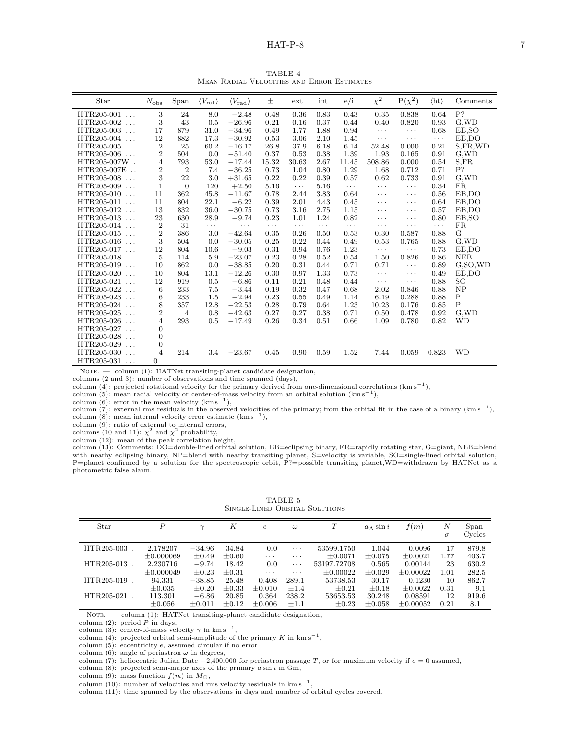TABLE 4
Mean Radial Velocities and Error Estimates

| Star | $N_{obs}$ | Span | $\langle V_{rot} \rangle$ | $\langle V_{rad} \rangle$ | ± | ext | int | e/i | $\chi^2$ | P($\chi^2$) | ⟨ht⟩ | Comments |
|---|---|---|---|---|---|---|---|---|---|---|---|---|
| HTR205-001 ... | 3 | 24 | 8.0 | −2.48 | 0.48 | 0.36 | 0.83 | 0.43 | 0.35 | 0.838 | 0.64 | P? |
| HTR205-002 ... | 3 | 43 | 0.5 | −26.96 | 0.21 | 0.16 | 0.37 | 0.44 | 0.40 | 0.820 | 0.93 | G,WD |
| HTR205-003 ... | 17 | 879 | 31.0 | −34.96 | 0.49 | 1.77 | 1.88 | 0.94 | ... | ... | 0.68 | EB,SO |
| HTR205-004 ... | 12 | 882 | 17.3 | −30.92 | 0.53 | 3.06 | 2.10 | 1.45 | ... | ... | ... | EB,DO |
| HTR205-005 ... | 2 | 25 | 60.2 | −16.17 | 26.8 | 37.9 | 6.18 | 6.14 | 52.48 | 0.000 | 0.21 | S,FR,WD |
| HTR205-006 ... | 2 | 504 | 0.0 | −51.40 | 0.37 | 0.53 | 0.38 | 1.39 | 1.93 | 0.165 | 0.91 | G,WD |
| HTR205-007W . | 4 | 793 | 53.0 | −17.44 | 15.32 | 30.63 | 2.67 | 11.45 | 508.86 | 0.000 | 0.54 | S,FR |
| HTR205-007E .. | 2 | 2 | 7.4 | −36.25 | 0.73 | 1.04 | 0.80 | 1.29 | 1.68 | 0.712 | 0.71 | P? |
| HTR205-008 ... | 3 | 22 | 3.0 | +31.65 | 0.22 | 0.22 | 0.39 | 0.57 | 0.62 | 0.733 | 0.91 | G,WD |
| HTR205-009 ... | 1 | 0 | 120 | +2.50 | 5.16 | ... | 5.16 | ... | ... | ... | 0.34 | FR |
| HTR205-010 ... | 11 | 362 | 45.8 | −11.67 | 0.78 | 2.44 | 3.83 | 0.64 | ... | ... | 0.56 | EB,DO |
| HTR205-011 ... | 11 | 804 | 22.1 | −6.22 | 0.39 | 2.01 | 4.43 | 0.45 | ... | ... | 0.64 | EB,DO |
| HTR205-012 ... | 13 | 832 | 36.0 | −30.75 | 0.73 | 3.16 | 2.75 | 1.15 | ... | ... | 0.57 | EB,DO |
| HTR205-013 ... | 23 | 630 | 28.9 | −9.74 | 0.23 | 1.01 | 1.24 | 0.82 | ... | ... | 0.80 | EB,SO |
| HTR205-014 ... | 2 | 31 | ... | ... | ... | ... | ... | ... | ... | ... | ... | FR |
| HTR205-015 ... | 2 | 386 | 3.0 | −42.64 | 0.35 | 0.26 | 0.50 | 0.53 | 0.30 | 0.587 | 0.88 | G |
| HTR205-016 ... | 3 | 504 | 0.0 | −30.05 | 0.25 | 0.22 | 0.44 | 0.49 | 0.53 | 0.765 | 0.88 | G,WD |
| HTR205-017 ... | 12 | 804 | 10.6 | −9.03 | 0.31 | 0.94 | 0.76 | 1.23 | ... | ... | 0.73 | EB,DO |
| HTR205-018 ... | 5 | 114 | 5.9 | −23.07 | 0.23 | 0.28 | 0.52 | 0.54 | 1.50 | 0.826 | 0.86 | NEB |
| HTR205-019 ... | 10 | 862 | 0.0 | −38.85 | 0.20 | 0.31 | 0.44 | 0.71 | 0.71 | ... | 0.89 | G,SO,WD |
| HTR205-020 ... | 10 | 804 | 13.1 | −12.26 | 0.30 | 0.97 | 1.33 | 0.73 | ... | ... | 0.49 | EB,DO |
| HTR205-021 ... | 12 | 919 | 0.5 | −6.86 | 0.11 | 0.21 | 0.48 | 0.44 | ... | ... | 0.88 | SO |
| HTR205-022 ... | 6 | 233 | 7.5 | −3.44 | 0.19 | 0.32 | 0.47 | 0.68 | 2.02 | 0.846 | 0.88 | NP |
| HTR205-023 ... | 6 | 233 | 1.5 | −2.94 | 0.23 | 0.55 | 0.49 | 1.14 | 6.19 | 0.288 | 0.88 | P |
| HTR205-024 ... | 8 | 357 | 12.8 | −22.53 | 0.28 | 0.79 | 0.64 | 1.23 | 10.23 | 0.176 | 0.85 | P |
| HTR205-025 ... | 2 | 4 | 0.8 | −42.63 | 0.27 | 0.27 | 0.38 | 0.71 | 0.50 | 0.478 | 0.92 | G,WD |
| HTR205-026 ... | 4 | 293 | 0.5 | −17.49 | 0.26 | 0.34 | 0.51 | 0.66 | 1.09 | 0.780 | 0.82 | WD |
| HTR205-027 ... | 0 | | | | | | | | | | | |
| HTR205-028 ... | 0 | | | | | | | | | | | |
| HTR205-029 ... | 0 | | | | | | | | | | | |
| HTR205-030 ... | 4 | 214 | 3.4 | −23.67 | 0.45 | 0.90 | 0.59 | 1.52 | 7.44 | 0.059 | 0.823 | WD |
| HTR205-031 ... | 0 | | | | | | | | | | | |

Note. — column (1): HATNet transiting-planet candidate designation,
columns (2 and 3): number of observations and time spanned (days),
column (4): projected rotational velocity for the primary derived from one-dimensional correlations (km s$^{-1}$),
column (5): mean radial velocity or center-of-mass velocity from an orbital solution (km s$^{-1}$),
column (6): error in the mean velocity (km s$^{-1}$),
column (7): external rms residuals in the observed velocities of the primary; from the orbital fit in the case of a binary (km s$^{-1}$),
column (8): mean internal velocity error estimate (km s$^{-1}$),
column (9): ratio of external to internal errors,
columns (10 and 11): $\chi^2$ and $\chi^2$ probability,
column (12): mean of the peak correlation height,
column (13): Comments: DO=double-lined orbital solution, EB=eclipsing binary, FR=rapidly rotating star, G=giant, NEB=blend with nearby eclipsing binary, NP=blend with nearby transiting planet, S=velocity is variable, SO=single-lined orbital solution, P=planet confirmed by a solution for the spectroscopic orbit, P?=possible transiting planet,WD=withdrawn by HATNet as a photometric false alarm.

TABLE 5
Single-Lined Orbital Solutions

| Star | $P$ | $\gamma$ | $K$ | $e$ | $\omega$ | $T$ | $a_A \sin i$ | $f(m)$ | $N$ / $\sigma$ | Span / Cycles |
|---|---|---|---|---|---|---|---|---|---|---|
| HTR205-003 . | 2.178207 | −34.96 | 34.84 | 0.0 | ... | 53599.1750 | 1.044 | 0.0096 | 17 | 879.8 |
| | ±0.000069 | ±0.49 | ±0.60 | ... | ... | ±0.0071 | ±0.075 | ±0.0021 | 1.77 | 403.7 |
| HTR205-013 . | 2.230716 | −9.74 | 18.42 | 0.0 | ... | 53197.72708 | 0.565 | 0.00144 | 23 | 630.2 |
| | ±0.000049 | ±0.23 | ±0.31 | ... | ... | ±0.00022 | ±0.029 | ±0.00022 | 1.01 | 282.5 |
| HTR205-019 . | 94.331 | −38.85 | 25.48 | 0.408 | 289.1 | 53738.53 | 30.17 | 0.1230 | 10 | 862.7 |
| | ±0.035 | ±0.20 | ±0.33 | ±0.010 | ±1.4 | ±0.21 | ±0.18 | ±0.0022 | 0.31 | 9.1 |
| HTR205-021 . | 113.301 | −6.86 | 20.85 | 0.364 | 238.2 | 53653.53 | 30.248 | 0.08591 | 12 | 919.6 |
| | ±0.056 | ±0.011 | ±0.12 | ±0.006 | ±1.1 | ±0.23 | ±0.058 | ±0.00052 | 0.21 | 8.1 |

Note. — column (1): HATNet transiting-planet candidate designation,
column (2): period $P$ in days,
column (3): center-of-mass velocity $\gamma$ in km s$^{-1}$,
column (4): projected orbital semi-amplitude of the primary $K$ in km s$^{-1}$,
column (5): eccentricity $e$, assumed circular if no error
column (6): angle of periastron $\omega$ in degrees,
column (7): heliocentric Julian Date −2,400,000 for periastron passage $T$, or for maximum velocity if $e = 0$ assumed,
column (8): projected semi-major axes of the primary $a \sin i$ in Gm,
column (9): mass function $f(m)$ in $M_{\odot}$,
column (10): number of velocities and rms velocity residuals in km s$^{-1}$,
column (11): time spanned by the observations in days and number of orbital cycles covered.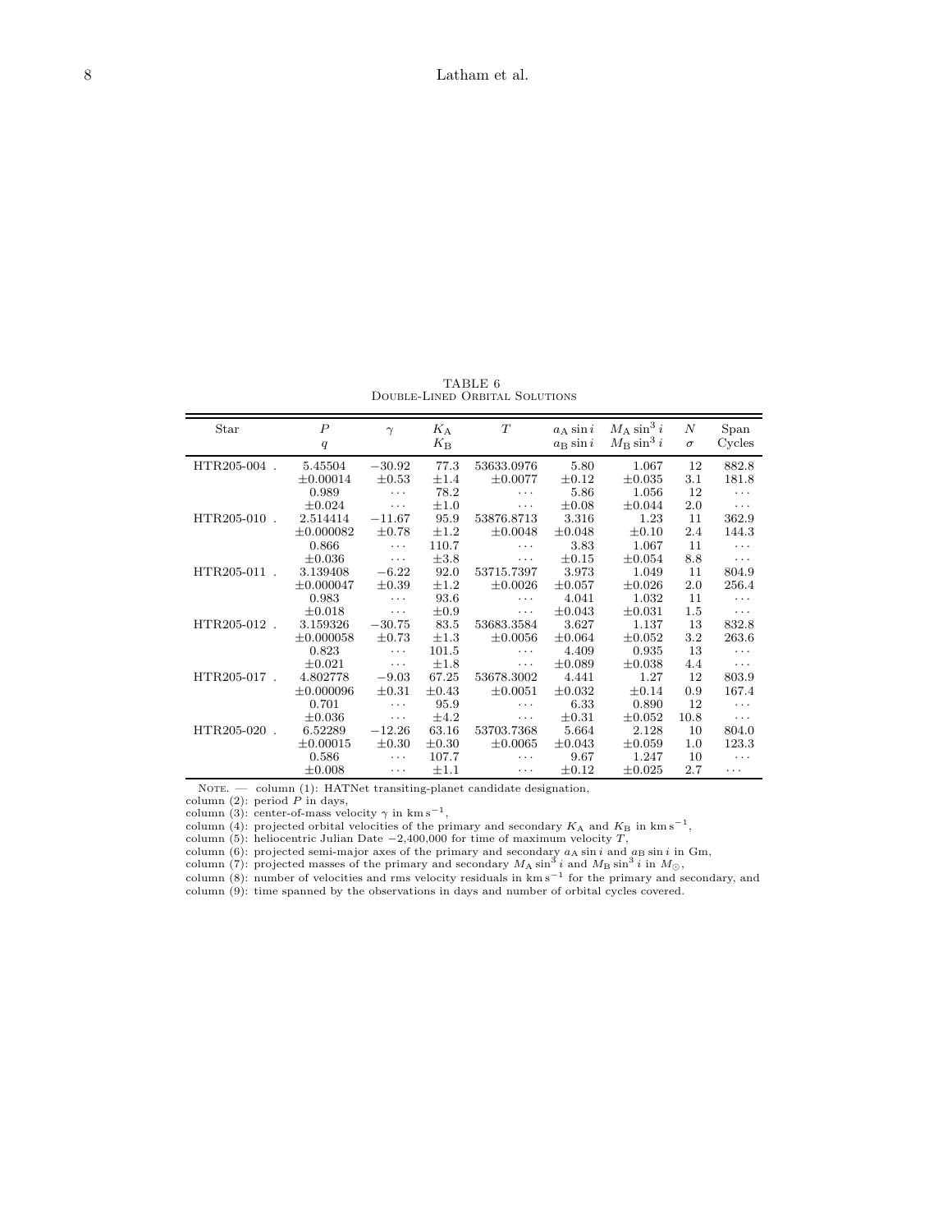TABLE 6
Double-Lined Orbital Solutions

| Star | $P$ / $q$ | $\gamma$ | $K_{\rm A}$ / $K_{\rm B}$ | $T$ | $a_{\rm A}\sin i$ / $a_{\rm B}\sin i$ | $M_{\rm A}\sin^3 i$ / $M_{\rm B}\sin^3 i$ | $N$ / $\sigma$ | Span / Cycles |
|---|---|---|---|---|---|---|---|---|
| HTR205-004 . | 5.45504 | $-30.92$ | 77.3 | 53633.0976 | 5.80 | 1.067 | 12 | 882.8 |
| | $\pm0.00014$ | $\pm0.53$ | $\pm1.4$ | $\pm0.0077$ | $\pm0.12$ | $\pm0.035$ | 3.1 | 181.8 |
| | 0.989 | ... | 78.2 | ... | 5.86 | 1.056 | 12 | ... |
| | $\pm0.024$ | ... | $\pm1.0$ | ... | $\pm0.08$ | $\pm0.044$ | 2.0 | ... |
| HTR205-010 . | 2.514414 | $-11.67$ | 95.9 | 53876.8713 | 3.316 | 1.23 | 11 | 362.9 |
| | $\pm0.000082$ | $\pm0.78$ | $\pm1.2$ | $\pm0.0048$ | $\pm0.048$ | $\pm0.10$ | 2.4 | 144.3 |
| | 0.866 | ... | 110.7 | ... | 3.83 | 1.067 | 11 | ... |
| | $\pm0.036$ | ... | $\pm3.8$ | ... | $\pm0.15$ | $\pm0.054$ | 8.8 | ... |
| HTR205-011 . | 3.139408 | $-6.22$ | 92.0 | 53715.7397 | 3.973 | 1.049 | 11 | 804.9 |
| | $\pm0.000047$ | $\pm0.39$ | $\pm1.2$ | $\pm0.0026$ | $\pm0.057$ | $\pm0.026$ | 2.0 | 256.4 |
| | 0.983 | ... | 93.6 | ... | 4.041 | 1.032 | 11 | ... |
| | $\pm0.018$ | ... | $\pm0.9$ | ... | $\pm0.043$ | $\pm0.031$ | 1.5 | ... |
| HTR205-012 . | 3.159326 | $-30.75$ | 83.5 | 53683.3584 | 3.627 | 1.137 | 13 | 832.8 |
| | $\pm0.000058$ | $\pm0.73$ | $\pm1.3$ | $\pm0.0056$ | $\pm0.064$ | $\pm0.052$ | 3.2 | 263.6 |
| | 0.823 | ... | 101.5 | ... | 4.409 | 0.935 | 13 | ... |
| | $\pm0.021$ | ... | $\pm1.8$ | ... | $\pm0.089$ | $\pm0.038$ | 4.4 | ... |
| HTR205-017 . | 4.802778 | $-9.03$ | 67.25 | 53678.3002 | 4.441 | 1.27 | 12 | 803.9 |
| | $\pm0.000096$ | $\pm0.31$ | $\pm0.43$ | $\pm0.0051$ | $\pm0.032$ | $\pm0.14$ | 0.9 | 167.4 |
| | 0.701 | ... | 95.9 | ... | 6.33 | 0.890 | 12 | ... |
| | $\pm0.036$ | ... | $\pm4.2$ | ... | $\pm0.31$ | $\pm0.052$ | 10.8 | ... |
| HTR205-020 . | 6.52289 | $-12.26$ | 63.16 | 53703.7368 | 5.664 | 2.128 | 10 | 804.0 |
| | $\pm0.00015$ | $\pm0.30$ | $\pm0.30$ | $\pm0.0065$ | $\pm0.043$ | $\pm0.059$ | 1.0 | 123.3 |
| | 0.586 | ... | 107.7 | ... | 9.67 | 1.247 | 10 | ... |
| | $\pm0.008$ | ... | $\pm1.1$ | ... | $\pm0.12$ | $\pm0.025$ | 2.7 | ... |

Note. — column (1): HATNet transiting-planet candidate designation,
column (2): period $P$ in days,
column (3): center-of-mass velocity $\gamma$ in km s$^{-1}$,
column (4): projected orbital velocities of the primary and secondary $K_{\rm A}$ and $K_{\rm B}$ in km s$^{-1}$,
column (5): heliocentric Julian Date $-2{,}400{,}000$ for time of maximum velocity $T$,
column (6): projected semi-major axes of the primary and secondary $a_{\rm A}\sin i$ and $a_{\rm B}\sin i$ in Gm,
column (7): projected masses of the primary and secondary $M_{\rm A}\sin^3 i$ and $M_{\rm B}\sin^3 i$ in $M_\odot$,
column (8): number of velocities and rms velocity residuals in km s$^{-1}$ for the primary and secondary, and
column (9): time spanned by the observations in days and number of orbital cycles covered.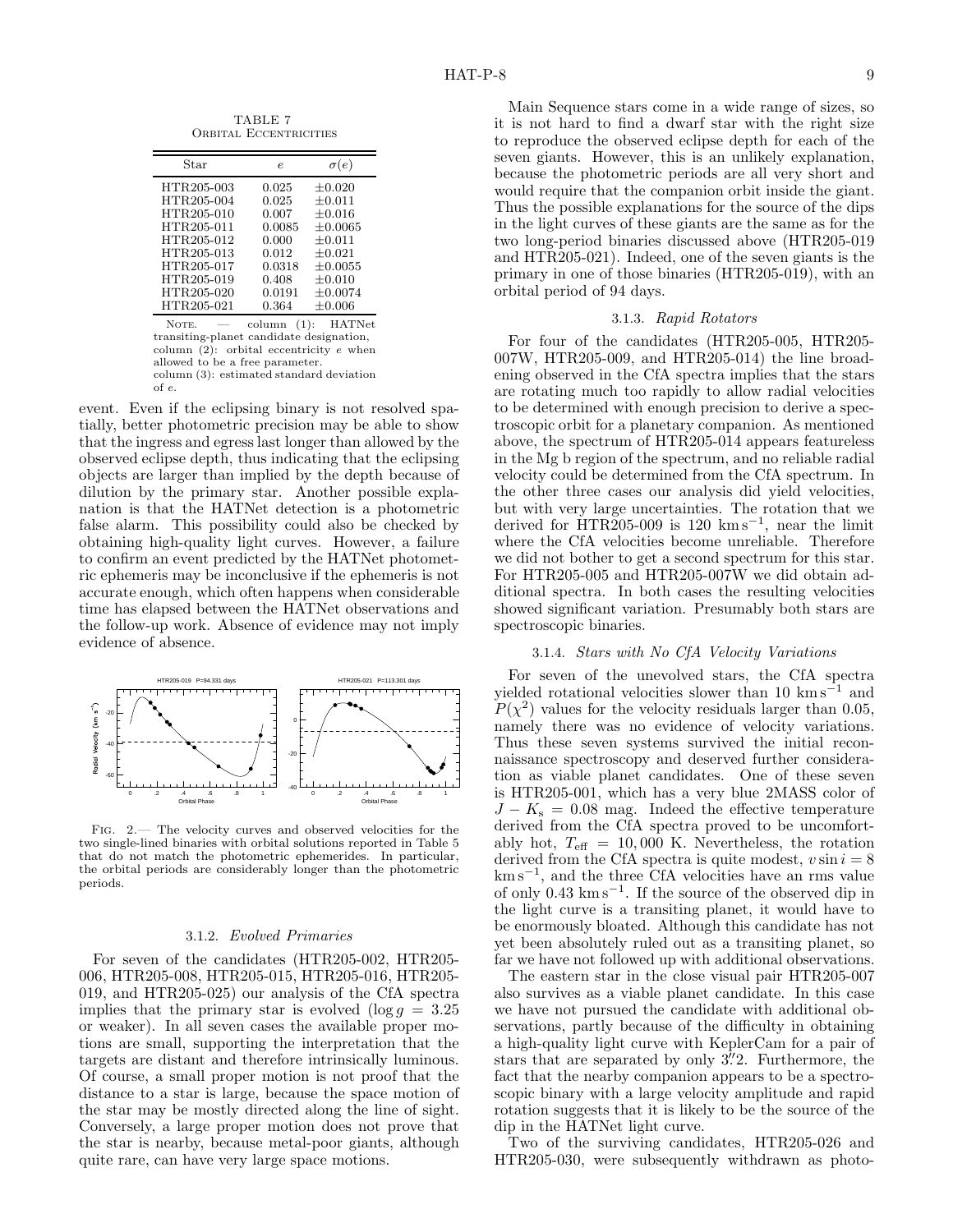TABLE 7
Orbital Eccentricities

| Star | $e$ | $\sigma(e)$ |
|---|---|---|
| HTR205-003 | 0.025 | $\pm0.020$ |
| HTR205-004 | 0.025 | $\pm0.011$ |
| HTR205-010 | 0.007 | $\pm0.016$ |
| HTR205-011 | 0.0085 | $\pm0.0065$ |
| HTR205-012 | 0.000 | $\pm0.011$ |
| HTR205-013 | 0.012 | $\pm0.021$ |
| HTR205-017 | 0.0318 | $\pm0.0055$ |
| HTR205-019 | 0.408 | $\pm0.010$ |
| HTR205-020 | 0.0191 | $\pm0.0074$ |
| HTR205-021 | 0.364 | $\pm0.006$ |

Note. — column (1): HATNet transiting-planet candidate designation, column (2): orbital eccentricity $e$ when allowed to be a free parameter. column (3): estimated standard deviation of $e$.

event. Even if the eclipsing binary is not resolved spatially, better photometric precision may be able to show that the ingress and egress last longer than allowed by the observed eclipse depth, thus indicating that the eclipsing objects are larger than implied by the depth because of dilution by the primary star. Another possible explanation is that the HATNet detection is a photometric false alarm. This possibility could also be checked by obtaining high-quality light curves. However, a failure to confirm an event predicted by the HATNet photometric ephemeris may be inconclusive if the ephemeris is not accurate enough, which often happens when considerable time has elapsed between the HATNet observations and the follow-up work. Absence of evidence may not imply evidence of absence.

Fig. 2.— The velocity curves and observed velocities for the two single-lined binaries with orbital solutions reported in Table 5 that do not match the photometric ephemerides. In particular, the orbital periods are considerably longer than the photometric periods.

### 3.1.2. *Evolved Primaries*

For seven of the candidates (HTR205-002, HTR205-006, HTR205-008, HTR205-015, HTR205-016, HTR205-019, and HTR205-025) our analysis of the CfA spectra implies that the primary star is evolved ($\log g = 3.25$ or weaker). In all seven cases the available proper motions are small, supporting the interpretation that the targets are distant and therefore intrinsically luminous. Of course, a small proper motion is not proof that the distance to a star is large, because the space motion of the star may be mostly directed along the line of sight. Conversely, a large proper motion does not prove that the star is nearby, because metal-poor giants, although quite rare, can have very large space motions.

Main Sequence stars come in a wide range of sizes, so it is not hard to find a dwarf star with the right size to reproduce the observed eclipse depth for each of the seven giants. However, this is an unlikely explanation, because the photometric periods are all very short and would require that the companion orbit inside the giant. Thus the possible explanations for the source of the dips in the light curves of these giants are the same as for the two long-period binaries discussed above (HTR205-019 and HTR205-021). Indeed, one of the seven giants is the primary in one of those binaries (HTR205-019), with an orbital period of 94 days.

### 3.1.3. *Rapid Rotators*

For four of the candidates (HTR205-005, HTR205-007W, HTR205-009, and HTR205-014) the line broadening observed in the CfA spectra implies that the stars are rotating much too rapidly to allow radial velocities to be determined with enough precision to derive a spectroscopic orbit for a planetary companion. As mentioned above, the spectrum of HTR205-014 appears featureless in the Mg b region of the spectrum, and no reliable radial velocity could be determined from the CfA spectrum. In the other three cases our analysis did yield velocities, but with very large uncertainties. The rotation that we derived for HTR205-009 is 120 $\mathrm{km\,s^{-1}}$, near the limit where the CfA velocities become unreliable. Therefore we did not bother to get a second spectrum for this star. For HTR205-005 and HTR205-007W we did obtain additional spectra. In both cases the resulting velocities showed significant variation. Presumably both stars are spectroscopic binaries.

### 3.1.4. *Stars with No CfA Velocity Variations*

For seven of the unevolved stars, the CfA spectra yielded rotational velocities slower than 10 $\mathrm{km\,s^{-1}}$ and $P(\chi^2)$ values for the velocity residuals larger than 0.05, namely there was no evidence of velocity variations. Thus these seven systems survived the initial reconnaissance spectroscopy and deserved further consideration as viable planet candidates. One of these seven is HTR205-001, which has a very blue 2MASS color of $J - K_s = 0.08$ mag. Indeed the effective temperature derived from the CfA spectra proved to be uncomfortably hot, $T_{\rm eff} = 10,000$ K. Nevertheless, the rotation derived from the CfA spectra is quite modest, $v \sin i = 8$ $\mathrm{km\,s^{-1}}$, and the three CfA velocities have an rms value of only 0.43 $\mathrm{km\,s^{-1}}$. If the source of the observed dip in the light curve is a transiting planet, it would have to be enormously bloated. Although this candidate has not yet been absolutely ruled out as a transiting planet, so far we have not followed up with additional observations.

The eastern star in the close visual pair HTR205-007 also survives as a viable planet candidate. In this case we have not pursued the candidate with additional observations, partly because of the difficulty in obtaining a high-quality light curve with KeplerCam for a pair of stars that are separated by only 3.″2. Furthermore, the fact that the nearby companion appears to be a spectroscopic binary with a large velocity amplitude and rapid rotation suggests that it is likely to be the source of the dip in the HATNet light curve.

Two of the surviving candidates, HTR205-026 and HTR205-030, were subsequently withdrawn as photo-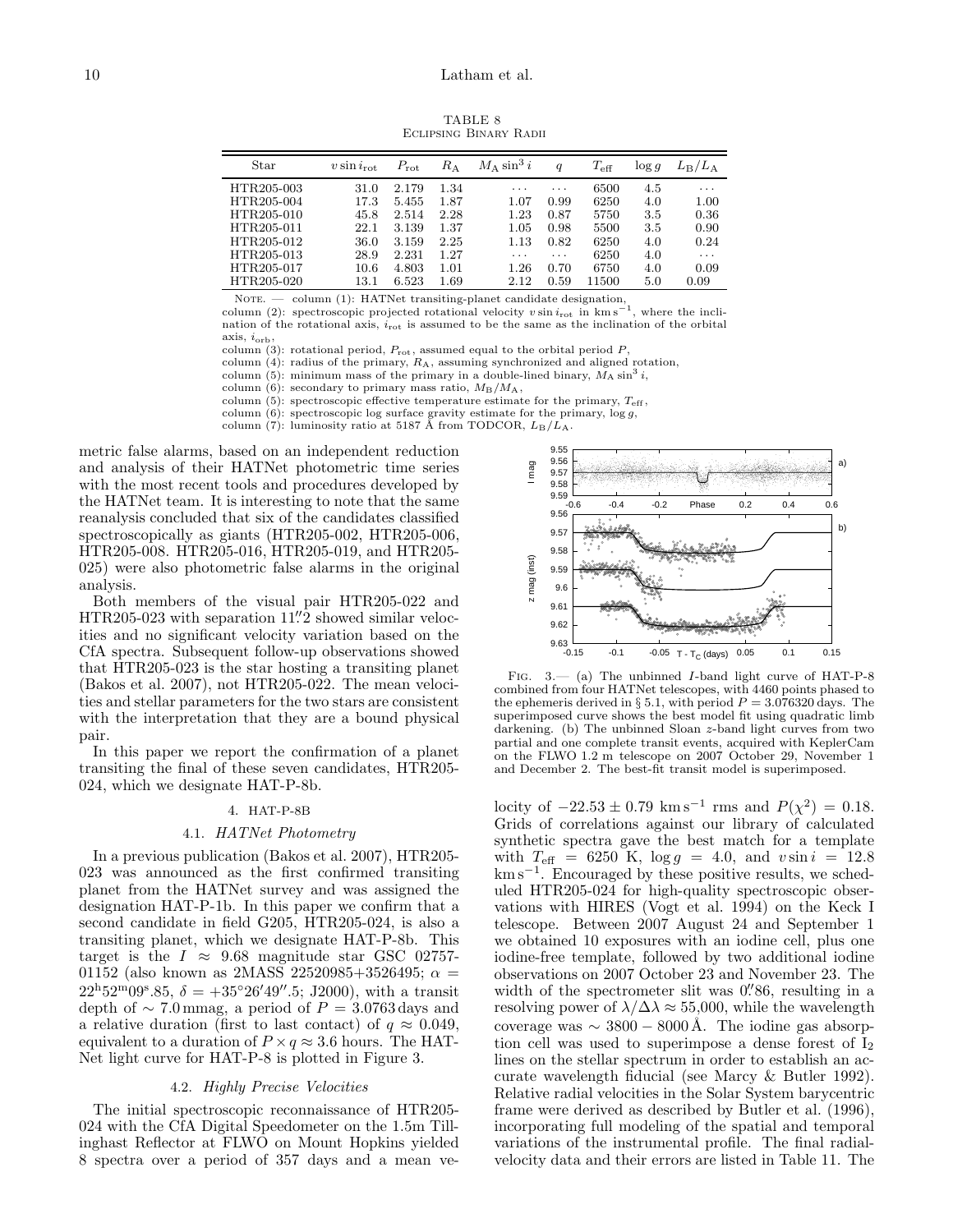TABLE 8
Eclipsing Binary Radii

| Star | $v\sin i_{\rm rot}$ | $P_{\rm rot}$ | $R_{\rm A}$ | $M_{\rm A}\sin^3 i$ | $q$ | $T_{\rm eff}$ | $\log g$ | $L_{\rm B}/L_{\rm A}$ |
|---|---|---|---|---|---|---|---|---|
| HTR205-003 | 31.0 | 2.179 | 1.34 | ... | ... | 6500 | 4.5 | ... |
| HTR205-004 | 17.3 | 5.455 | 1.87 | 1.07 | 0.99 | 6250 | 4.0 | 1.00 |
| HTR205-010 | 45.8 | 2.514 | 2.28 | 1.23 | 0.87 | 5750 | 3.5 | 0.36 |
| HTR205-011 | 22.1 | 3.139 | 1.37 | 1.05 | 0.98 | 5500 | 3.5 | 0.90 |
| HTR205-012 | 36.0 | 3.159 | 2.25 | 1.13 | 0.82 | 6250 | 4.0 | 0.24 |
| HTR205-013 | 28.9 | 2.231 | 1.27 | ... | ... | 6250 | 4.0 | ... |
| HTR205-017 | 10.6 | 4.803 | 1.01 | 1.26 | 0.70 | 6750 | 4.0 | 0.09 |
| HTR205-020 | 13.1 | 6.523 | 1.69 | 2.12 | 0.59 | 11500 | 5.0 | 0.09 |

Note. — column (1): HATNet transiting-planet candidate designation,
column (2): spectroscopic projected rotational velocity $v\sin i_{\rm rot}$ in km s$^{-1}$, where the inclination of the rotational axis, $i_{\rm rot}$ is assumed to be the same as the inclination of the orbital axis, $i_{\rm orb}$,
column (3): rotational period, $P_{\rm rot}$, assumed equal to the orbital period $P$,
column (4): radius of the primary, $R_{\rm A}$, assuming synchronized and aligned rotation,
column (5): minimum mass of the primary in a double-lined binary, $M_{\rm A}\sin^3 i$,
column (6): secondary to primary mass ratio, $M_{\rm B}/M_{\rm A}$,
column (5): spectroscopic effective temperature estimate for the primary, $T_{\rm eff}$,
column (6): spectroscopic log surface gravity estimate for the primary, $\log g$,
column (7): luminosity ratio at 5187 Å from TODCOR, $L_{\rm B}/L_{\rm A}$.

metric false alarms, based on an independent reduction and analysis of their HATNet photometric time series with the most recent tools and procedures developed by the HATNet team. It is interesting to note that the same reanalysis concluded that six of the candidates classified spectroscopically as giants (HTR205-002, HTR205-006, HTR205-008. HTR205-016, HTR205-019, and HTR205-025) were also photometric false alarms in the original analysis.

Both members of the visual pair HTR205-022 and HTR205-023 with separation 11.″2 showed similar velocities and no significant velocity variation based on the CfA spectra. Subsequent follow-up observations showed that HTR205-023 is the star hosting a transiting planet (Bakos et al. 2007), not HTR205-022. The mean velocities and stellar parameters for the two stars are consistent with the interpretation that they are a bound physical pair.

In this paper we report the confirmation of a planet transiting the final of these seven candidates, HTR205-024, which we designate HAT-P-8b.

## 4. HAT-P-8b

### 4.1. *HATNet Photometry*

In a previous publication (Bakos et al. 2007), HTR205-023 was announced as the first confirmed transiting planet from the HATNet survey and was assigned the designation HAT-P-1b. In this paper we confirm that a second candidate in field G205, HTR205-024, is also a transiting planet, which we designate HAT-P-8b. This target is the $I \approx 9.68$ magnitude star GSC 02757-01152 (also known as 2MASS 22520985+3526495; $\alpha = 22^{\rm h}52^{\rm m}09^{\rm s}.85$, $\delta = +35°26'49''.5$; J2000), with a transit depth of $\sim 7.0$ mmag, a period of $P = 3.0763$ days and a relative duration (first to last contact) of $q \approx 0.049$, equivalent to a duration of $P \times q \approx 3.6$ hours. The HATNet light curve for HAT-P-8 is plotted in Figure 3.

### 4.2. *Highly Precise Velocities*

The initial spectroscopic reconnaissance of HTR205-024 with the CfA Digital Speedometer on the 1.5m Tillinghast Reflector at FLWO on Mount Hopkins yielded 8 spectra over a period of 357 days and a mean velocity of $-22.53 \pm 0.79$ km s$^{-1}$ rms and $P(\chi^2) = 0.18$. Grids of correlations against our library of calculated synthetic spectra gave the best match for a template with $T_{\rm eff} = 6250$ K, $\log g = 4.0$, and $v\sin i = 12.8$ km s$^{-1}$. Encouraged by these positive results, we scheduled HTR205-024 for high-quality spectroscopic observations with HIRES (Vogt et al. 1994) on the Keck I telescope. Between 2007 August 24 and September 1 we obtained 10 exposures with an iodine cell, plus one iodine-free template, followed by two additional iodine observations on 2007 October 23 and November 23. The width of the spectrometer slit was 0.″86, resulting in a resolving power of $\lambda/\Delta\lambda \approx 55{,}000$, while the wavelength coverage was $\sim 3800 - 8000$ Å. The iodine gas absorption cell was used to superimpose a dense forest of $I_2$ lines on the stellar spectrum in order to establish an accurate wavelength fiducial (see Marcy & Butler 1992). Relative radial velocities in the Solar System barycentric frame were derived as described by Butler et al. (1996), incorporating full modeling of the spatial and temporal variations of the instrumental profile. The final radial-velocity data and their errors are listed in Table 11. The

Fig. 3.— (a) The unbinned $I$-band light curve of HAT-P-8 combined from four HATNet telescopes, with 4460 points phased to the ephemeris derived in § 5.1, with period $P = 3.076320$ days. The superimposed curve shows the best model fit using quadratic limb darkening. (b) The unbinned Sloan $z$-band light curves from two partial and one complete transit events, acquired with KeplerCam on the FLWO 1.2 m telescope on 2007 October 29, November 1 and December 2. The best-fit transit model is superimposed.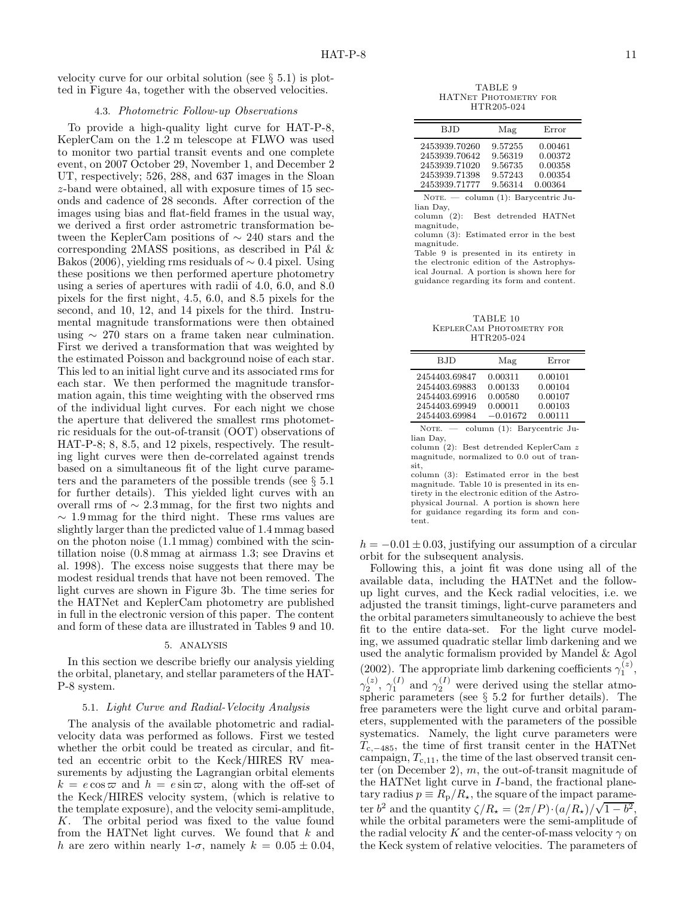velocity curve for our orbital solution (see § 5.1) is plotted in Figure 4a, together with the observed velocities.

### 4.3. *Photometric Follow-up Observations*

To provide a high-quality light curve for HAT-P-8, KeplerCam on the 1.2 m telescope at FLWO was used to monitor two partial transit events and one complete event, on 2007 October 29, November 1, and December 2 UT, respectively; 526, 288, and 637 images in the Sloan $z$-band were obtained, all with exposure times of 15 seconds and cadence of 28 seconds. After correction of the images using bias and flat-field frames in the usual way, we derived a first order astrometric transformation between the KeplerCam positions of $\sim 240$ stars and the corresponding 2MASS positions, as described in Pál & Bakos (2006), yielding rms residuals of $\sim 0.4$ pixel. Using these positions we then performed aperture photometry using a series of apertures with radii of 4.0, 6.0, and 8.0 pixels for the first night, 4.5, 6.0, and 8.5 pixels for the second, and 10, 12, and 14 pixels for the third. Instrumental magnitude transformations were then obtained using $\sim 270$ stars on a frame taken near culmination. First we derived a transformation that was weighted by the estimated Poisson and background noise of each star. This led to an initial light curve and its associated rms for each star. We then performed the magnitude transformation again, this time weighting with the observed rms of the individual light curves. For each night we chose the aperture that delivered the smallest rms photometric residuals for the out-of-transit (OOT) observations of HAT-P-8; 8, 8.5, and 12 pixels, respectively. The resulting light curves were then de-correlated against trends based on a simultaneous fit of the light curve parameters and the parameters of the possible trends (see § 5.1 for further details). This yielded light curves with an overall rms of $\sim 2.3$ mmag, for the first two nights and $\sim 1.9$ mmag for the third night. These rms values are slightly larger than the predicted value of 1.4 mmag based on the photon noise (1.1 mmag) combined with the scintillation noise (0.8 mmag at airmass 1.3; see Dravins et al. 1998). The excess noise suggests that there may be modest residual trends that have not been removed. The light curves are shown in Figure 3b. The time series for the HATNet and KeplerCam photometry are published in full in the electronic version of this paper. The content and form of these data are illustrated in Tables 9 and 10.

TABLE 9
HATNet Photometry for HTR205-024

| BJD | Mag | Error |
|---|---|---|
| 2453939.70260 | 9.57255 | 0.00461 |
| 2453939.70642 | 9.56319 | 0.00372 |
| 2453939.71020 | 9.56735 | 0.00358 |
| 2453939.71398 | 9.57243 | 0.00354 |
| 2453939.71777 | 9.56314 | 0.00364 |

Note. — column (1): Barycentric Julian Day,
column (2): Best detrended HATNet magnitude,
column (3): Estimated error in the best magnitude.
Table 9 is presented in its entirety in the electronic edition of the Astrophysical Journal. A portion is shown here for guidance regarding its form and content.

TABLE 10
KeplerCam Photometry for HTR205-024

| BJD | Mag | Error |
|---|---|---|
| 2454403.69847 | 0.00311 | 0.00101 |
| 2454403.69883 | 0.00133 | 0.00104 |
| 2454403.69916 | 0.00580 | 0.00107 |
| 2454403.69949 | 0.00011 | 0.00103 |
| 2454403.69984 | −0.01672 | 0.00111 |

Note. — column (1): Barycentric Julian Day,
column (2): Best detrended KeplerCam $z$ magnitude, normalized to 0.0 out of transit,
column (3): Estimated error in the best magnitude. Table 10 is presented in its entirety in the electronic edition of the Astrophysical Journal. A portion is shown here for guidance regarding its form and content.

## 5. ANALYSIS

In this section we describe briefly our analysis yielding the orbital, planetary, and stellar parameters of the HAT-P-8 system.

### 5.1. *Light Curve and Radial-Velocity Analysis*

The analysis of the available photometric and radial-velocity data was performed as follows. First we tested whether the orbit could be treated as circular, and fitted an eccentric orbit to the Keck/HIRES RV measurements by adjusting the Lagrangian orbital elements $k = e\cos\varpi$ and $h = e\sin\varpi$, along with the off-set of the Keck/HIRES velocity system, (which is relative to the template exposure), and the velocity semi-amplitude, $K$. The orbital period was fixed to the value found from the HATNet light curves. We found that $k$ and $h$ are zero within nearly 1-$\sigma$, namely $k = 0.05 \pm 0.04$, $h = -0.01 \pm 0.03$, justifying our assumption of a circular orbit for the subsequent analysis.

Following this, a joint fit was done using all of the available data, including the HATNet and the follow-up light curves, and the Keck radial velocities, i.e. we adjusted the transit timings, light-curve parameters and the orbital parameters simultaneously to achieve the best fit to the entire data-set. For the light curve modeling, we assumed quadratic stellar limb darkening and we used the analytic formalism provided by Mandel & Agol (2002). The appropriate limb darkening coefficients $\gamma_1^{(z)}$, $\gamma_2^{(z)}$, $\gamma_1^{(I)}$ and $\gamma_2^{(I)}$ were derived using the stellar atmospheric parameters (see § 5.2 for further details). The free parameters were the light curve and orbital parameters, supplemented with the parameters of the possible systematics. Namely, the light curve parameters were $T_{\rm c,-485}$, the time of first transit center in the HATNet campaign, $T_{\rm c,11}$, the time of the last observed transit center (on December 2), $m$, the out-of-transit magnitude of the HATNet light curve in $I$-band, the fractional planetary radius $p \equiv R_{\rm p}/R_\star$, the square of the impact parameter $b^2$ and the quantity $\zeta/R_\star = (2\pi/P)\cdot(a/R_\star)/\sqrt{1-b^2}$, while the orbital parameters were the semi-amplitude of the radial velocity $K$ and the center-of-mass velocity $\gamma$ on the Keck system of relative velocities. The parameters of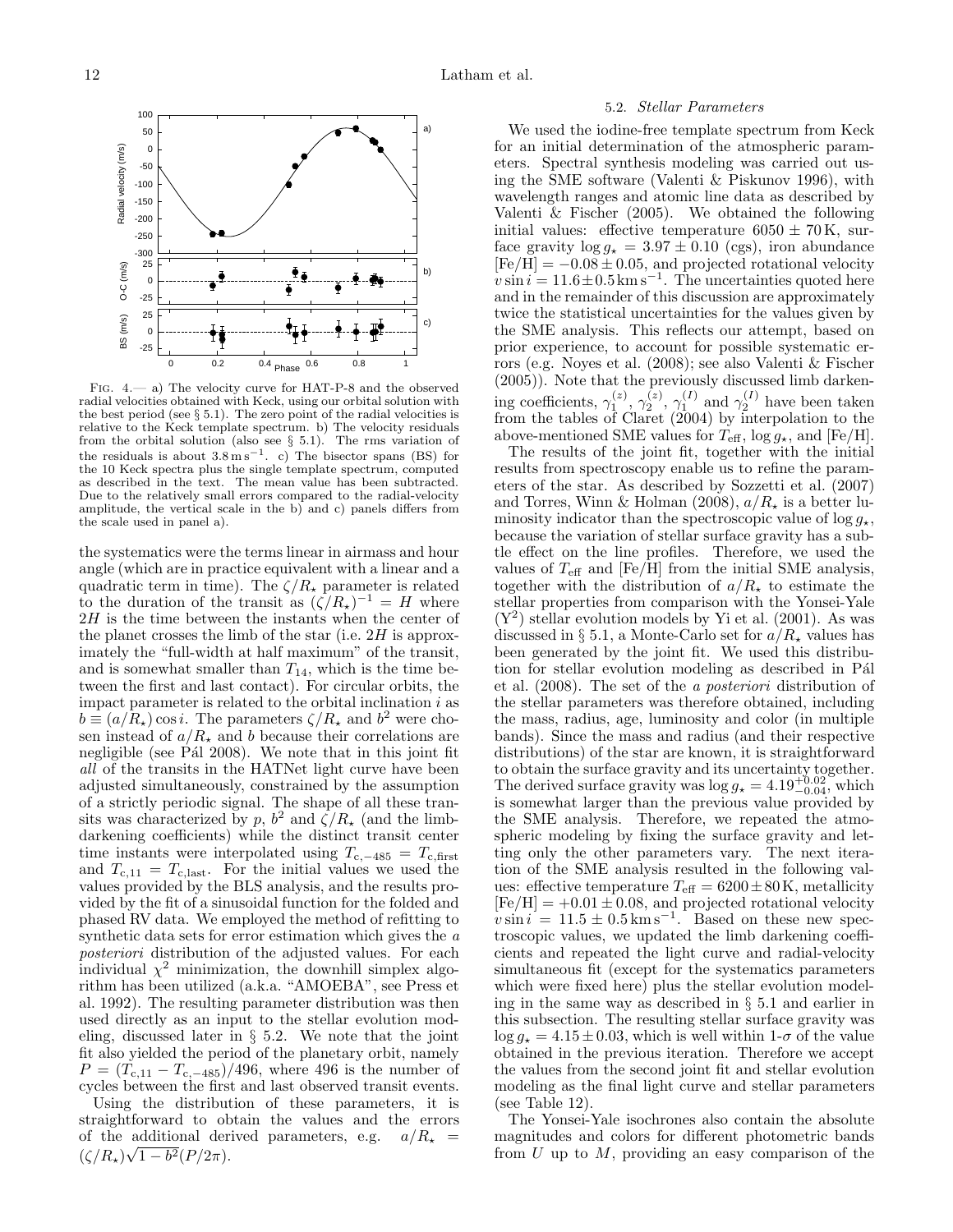FIG. 4.— a) The velocity curve for HAT-P-8 and the observed radial velocities obtained with Keck, using our orbital solution with the best period (see § 5.1). The zero point of the radial velocities is relative to the Keck template spectrum. b) The velocity residuals from the orbital solution (also see § 5.1). The rms variation of the residuals is about $3.8\,\mathrm{m\,s^{-1}}$. c) The bisector spans (BS) for the 10 Keck spectra plus the single template spectrum, computed as described in the text. The mean value has been subtracted. Due to the relatively small errors compared to the radial-velocity amplitude, the vertical scale in the b) and c) panels differs from the scale used in panel a).

the systematics were the terms linear in airmass and hour angle (which are in practice equivalent with a linear and a quadratic term in time). The $\zeta/R_\star$ parameter is related to the duration of the transit as $(\zeta/R_\star)^{-1} = H$ where $2H$ is the time between the instants when the center of the planet crosses the limb of the star (i.e. $2H$ is approximately the "full-width at half maximum" of the transit, and is somewhat smaller than $T_{14}$, which is the time between the first and last contact). For circular orbits, the impact parameter is related to the orbital inclination $i$ as $b \equiv (a/R_\star)\cos i$. The parameters $\zeta/R_\star$ and $b^2$ were chosen instead of $a/R_\star$ and $b$ because their correlations are negligible (see Pál 2008). We note that in this joint fit *all* of the transits in the HATNet light curve have been adjusted simultaneously, constrained by the assumption of a strictly periodic signal. The shape of all these transits was characterized by $p$, $b^2$ and $\zeta/R_\star$ (and the limb-darkening coefficients) while the distinct transit center time instants were interpolated using $T_{c,-485} = T_{c,\mathrm{first}}$ and $T_{c,11} = T_{c,\mathrm{last}}$. For the initial values we used the values provided by the BLS analysis, and the results provided by the fit of a sinusoidal function for the folded and phased RV data. We employed the method of refitting to synthetic data sets for error estimation which gives the *a posteriori* distribution of the adjusted values. For each individual $\chi^2$ minimization, the downhill simplex algorithm has been utilized (a.k.a. "AMOEBA", see Press et al. 1992). The resulting parameter distribution was then used directly as an input to the stellar evolution modeling, discussed later in § 5.2. We note that the joint fit also yielded the period of the planetary orbit, namely $P = (T_{c,11} - T_{c,-485})/496$, where 496 is the number of cycles between the first and last observed transit events.

Using the distribution of these parameters, it is straightforward to obtain the values and the errors of the additional derived parameters, e.g. $a/R_\star = (\zeta/R_\star)\sqrt{1-b^2}(P/2\pi)$.

### 5.2. *Stellar Parameters*

We used the iodine-free template spectrum from Keck for an initial determination of the atmospheric parameters. Spectral synthesis modeling was carried out using the SME software (Valenti & Piskunov 1996), with wavelength ranges and atomic line data as described by Valenti & Fischer (2005). We obtained the following initial values: effective temperature $6050 \pm 70\,\mathrm{K}$, surface gravity $\log g_\star = 3.97 \pm 0.10$ (cgs), iron abundance $[\mathrm{Fe/H}] = -0.08 \pm 0.05$, and projected rotational velocity $v \sin i = 11.6 \pm 0.5\,\mathrm{km\,s^{-1}}$. The uncertainties quoted here and in the remainder of this discussion are approximately twice the statistical uncertainties for the values given by the SME analysis. This reflects our attempt, based on prior experience, to account for possible systematic errors (e.g. Noyes et al. (2008); see also Valenti & Fischer (2005)). Note that the previously discussed limb darkening coefficients, $\gamma_1^{(z)}$, $\gamma_2^{(z)}$, $\gamma_1^{(I)}$ and $\gamma_2^{(I)}$ have been taken from the tables of Claret (2004) by interpolation to the above-mentioned SME values for $T_{\mathrm{eff}}$, $\log g_\star$, and [Fe/H].

The results of the joint fit, together with the initial results from spectroscopy enable us to refine the parameters of the star. As described by Sozzetti et al. (2007) and Torres, Winn & Holman (2008), $a/R_\star$ is a better luminosity indicator than the spectroscopic value of $\log g_\star$, because the variation of stellar surface gravity has a subtle effect on the line profiles. Therefore, we used the values of $T_{\mathrm{eff}}$ and [Fe/H] from the initial SME analysis, together with the distribution of $a/R_\star$ to estimate the stellar properties from comparison with the Yonsei-Yale ($\mathrm{Y}^2$) stellar evolution models by Yi et al. (2001). As was discussed in § 5.1, a Monte-Carlo set for $a/R_\star$ values has been generated by the joint fit. We used this distribution for stellar evolution modeling as described in Pál et al. (2008). The set of the *a posteriori* distribution of the stellar parameters was therefore obtained, including the mass, radius, age, luminosity and color (in multiple bands). Since the mass and radius (and their respective distributions) of the star are known, it is straightforward to obtain the surface gravity and its uncertainty together. The derived surface gravity was $\log g_\star = 4.19^{+0.02}_{-0.04}$, which is somewhat larger than the previous value provided by the SME analysis. Therefore, we repeated the atmospheric modeling by fixing the surface gravity and letting only the other parameters vary. The next iteration of the SME analysis resulted in the following values: effective temperature $T_{\mathrm{eff}} = 6200 \pm 80\,\mathrm{K}$, metallicity $[\mathrm{Fe/H}] = +0.01 \pm 0.08$, and projected rotational velocity $v \sin i = 11.5 \pm 0.5\,\mathrm{km\,s^{-1}}$. Based on these new spectroscopic values, we updated the limb darkening coefficients and repeated the light curve and radial-velocity simultaneous fit (except for the systematics parameters which were fixed here) plus the stellar evolution modeling in the same way as described in § 5.1 and earlier in this subsection. The resulting stellar surface gravity was $\log g_\star = 4.15 \pm 0.03$, which is well within 1-$\sigma$ of the value obtained in the previous iteration. Therefore we accept the values from the second joint fit and stellar evolution modeling as the final light curve and stellar parameters (see Table 12).

The Yonsei-Yale isochrones also contain the absolute magnitudes and colors for different photometric bands from $U$ up to $M$, providing an easy comparison of the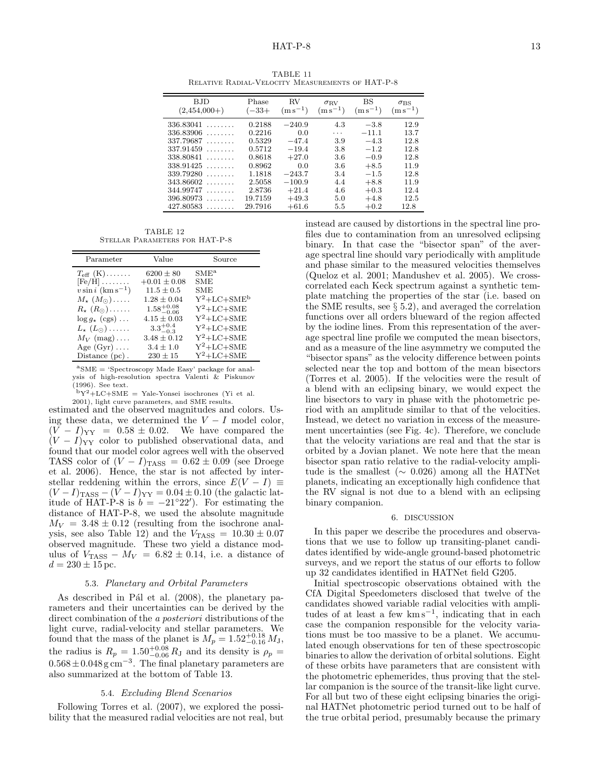TABLE 11
Relative Radial-Velocity Measurements of HAT-P-8

| BJD (2,454,000+) | Phase (−33+ | RV ($m\,s^{-1}$) | $\sigma_{RV}$ ($m\,s^{-1}$) | BS ($m\,s^{-1}$) | $\sigma_{BS}$ ($m\,s^{-1}$) |
|---|---|---|---|---|---|
| 336.83041 ........ | 0.2188 | −240.9 | 4.3 | −3.8 | 12.9 |
| 336.83906 ........ | 0.2216 | 0.0 | ... | −11.1 | 13.7 |
| 337.79687 ........ | 0.5329 | −47.4 | 3.9 | −4.3 | 12.8 |
| 337.91459 ........ | 0.5712 | −19.4 | 3.8 | −1.2 | 12.8 |
| 338.80841 ........ | 0.8618 | +27.0 | 3.6 | −0.9 | 12.8 |
| 338.91425 ........ | 0.8962 | 0.0 | 3.6 | +8.5 | 11.9 |
| 339.79280 ........ | 1.1818 | −243.7 | 3.4 | −1.5 | 12.8 |
| 343.86602 ........ | 2.5058 | −100.9 | 4.4 | +8.8 | 11.9 |
| 344.99747 ........ | 2.8736 | +21.4 | 4.6 | +0.3 | 12.4 |
| 396.80973 ........ | 19.7159 | +49.3 | 5.0 | +4.8 | 12.5 |
| 427.80583 ........ | 29.7916 | +61.6 | 5.5 | +0.2 | 12.8 |

TABLE 12
Stellar Parameters for HAT-P-8

| Parameter | Value | Source |
|---|---|---|
| $T_{\rm eff}$ (K)....... | $6200 \pm 80$ | SME[a] |
| [Fe/H] ........ | $+0.01 \pm 0.08$ | SME |
| $v \sin i$ ($km\,s^{-1}$) | $11.5 \pm 0.5$ | SME |
| $M_\star$ ($M_\odot$)..... | $1.28 \pm 0.04$ | $Y^2$+LC+SME[b] |
| $R_\star$ ($R_\odot$)...... | $1.58^{+0.08}_{-0.06}$ | $Y^2$+LC+SME |
| $\log g_\star$ (cgs) ... | $4.15 \pm 0.03$ | $Y^2$+LC+SME |
| $L_\star$ ($L_\odot$)...... | $3.3^{+0.4}_{-0.3}$ | $Y^2$+LC+SME |
| $M_V$ (mag).... | $3.48 \pm 0.12$ | $Y^2$+LC+SME |
| Age (Gyr) .... | $3.4 \pm 1.0$ | $Y^2$+LC+SME |
| Distance (pc) . | $230 \pm 15$ | $Y^2$+LC+SME |

[a] SME = 'Spectroscopy Made Easy' package for analysis of high-resolution spectra Valenti & Piskunov (1996). See text.
[b] $Y^2$+LC+SME = Yale-Yonsei isochrones (Yi et al. 2001), light curve parameters, and SME results.

estimated and the observed magnitudes and colors. Using these data, we determined the $V-I$ model color, $(V-I)_{\rm YY} = 0.58 \pm 0.02$. We have compared the $(V-I)_{\rm YY}$ color to published observational data, and found that our model color agrees well with the observed TASS color of $(V-I)_{\rm TASS} = 0.62 \pm 0.09$ (see Droege et al. 2006). Hence, the star is not affected by interstellar reddening within the errors, since $E(V-I) \equiv (V-I)_{\rm TASS} - (V-I)_{\rm YY} = 0.04 \pm 0.10$ (the galactic latitude of HAT-P-8 is $b = -21°22'$). For estimating the distance of HAT-P-8, we used the absolute magnitude $M_V = 3.48 \pm 0.12$ (resulting from the isochrone analysis, see also Table 12) and the $V_{\rm TASS} = 10.30 \pm 0.07$ observed magnitude. These two yield a distance modulus of $V_{\rm TASS} - M_V = 6.82 \pm 0.14$, i.e. a distance of $d = 230 \pm 15\,$pc.

### 5.3. *Planetary and Orbital Parameters*

As described in Pál et al. (2008), the planetary parameters and their uncertainties can be derived by the direct combination of the *a posteriori* distributions of the light curve, radial-velocity and stellar parameters. We found that the mass of the planet is $M_p = 1.52^{+0.18}_{-0.16}\,M_{\rm J}$, the radius is $R_p = 1.50^{+0.08}_{-0.06}\,R_{\rm J}$ and its density is $\rho_p = 0.568 \pm 0.048\,{\rm g\,cm^{-3}}$. The final planetary parameters are also summarized at the bottom of Table 13.

### 5.4. *Excluding Blend Scenarios*

Following Torres et al. (2007), we explored the possibility that the measured radial velocities are not real, but instead are caused by distortions in the spectral line profiles due to contamination from an unresolved eclipsing binary. In that case the "bisector span" of the average spectral line should vary periodically with amplitude and phase similar to the measured velocities themselves (Queloz et al. 2001; Mandushev et al. 2005). We cross-correlated each Keck spectrum against a synthetic template matching the properties of the star (i.e. based on the SME results, see § 5.2), and averaged the correlation functions over all orders blueward of the region affected by the iodine lines. From this representation of the average spectral line profile we computed the mean bisectors, and as a measure of the line asymmetry we computed the "bisector spans" as the velocity difference between points selected near the top and bottom of the mean bisectors (Torres et al. 2005). If the velocities were the result of a blend with an eclipsing binary, we would expect the line bisectors to vary in phase with the photometric period with an amplitude similar to that of the velocities. Instead, we detect no variation in excess of the measurement uncertainties (see Fig. 4c). Therefore, we conclude that the velocity variations are real and that the star is orbited by a Jovian planet. We note here that the mean bisector span ratio relative to the radial-velocity amplitude is the smallest ($\sim 0.026$) among all the HATNet planets, indicating an exceptionally high confidence that the RV signal is not due to a blend with an eclipsing binary companion.

## 6. DISCUSSION

In this paper we describe the procedures and observations that we use to follow up transiting-planet candidates identified by wide-angle ground-based photometric surveys, and we report the status of our efforts to follow up 32 candidates identified in HATNet field G205.

Initial spectroscopic observations obtained with the CfA Digital Speedometers disclosed that twelve of the candidates showed variable radial velocities with amplitudes of at least a few $km\,s^{-1}$, indicating that in each case the companion responsible for the velocity variations must be too massive to be a planet. We accumulated enough observations for ten of these spectroscopic binaries to allow the derivation of orbital solutions. Eight of these orbits have parameters that are consistent with the photometric ephemerides, thus proving that the stellar companion is the source of the transit-like light curve. For all but two of these eight eclipsing binaries the original HATNet photometric period turned out to be half of the true orbital period, presumably because the primary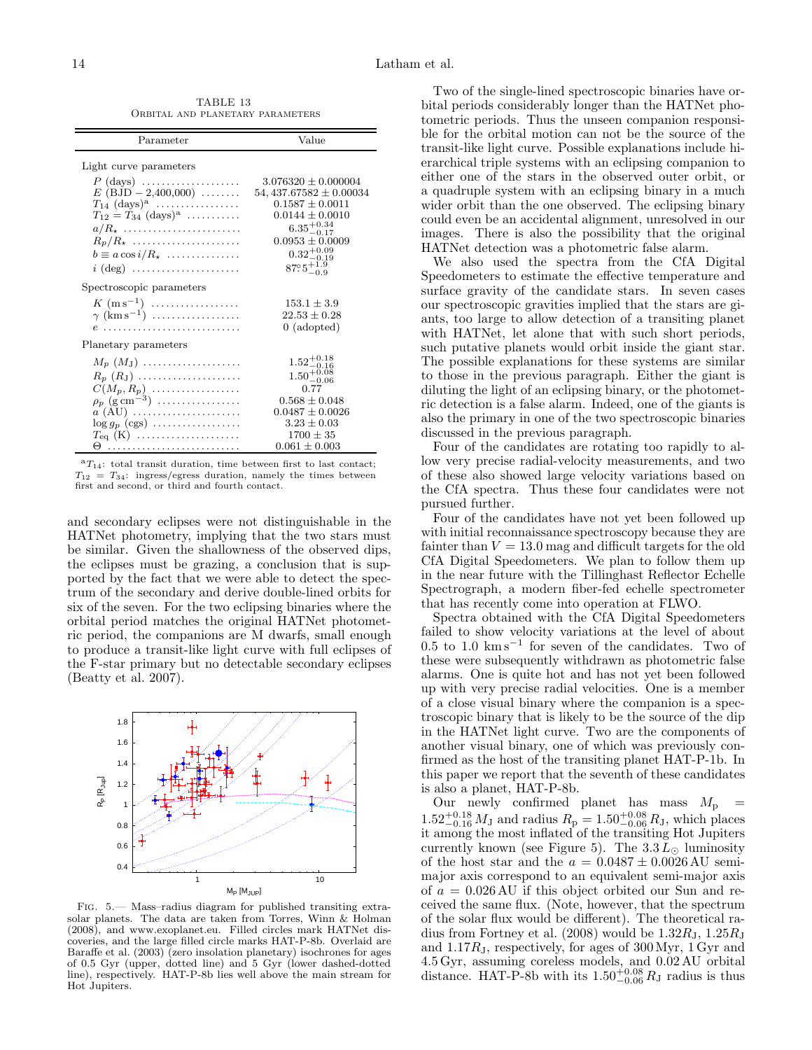TABLE 13
Orbital and planetary parameters

| Parameter | Value |
|---|---|
| *Light curve parameters* | |
| $P$ (days) | $3.076320 \pm 0.000004$ |
| $E$ (BJD − 2,400,000) | $54,437.67582 \pm 0.00034$ |
| $T_{14}$ (days)[a] | $0.1587 \pm 0.0011$ |
| $T_{12} = T_{34}$ (days)[a] | $0.0144 \pm 0.0010$ |
| $a/R_\star$ | $6.35^{+0.34}_{-0.17}$ |
| $R_p/R_\star$ | $0.0953 \pm 0.0009$ |
| $b \equiv a \cos i/R_\star$ | $0.32^{+0.09}_{-0.19}$ |
| $i$ (deg) | $87.5^{+1.9}_{-0.9}$ |
| *Spectroscopic parameters* | |
| $K$ ($\mathrm{m\,s^{-1}}$) | $153.1 \pm 3.9$ |
| $\gamma$ ($\mathrm{km\,s^{-1}}$) | $22.53 \pm 0.28$ |
| $e$ | 0 (adopted) |
| *Planetary parameters* | |
| $M_p$ ($M_J$) | $1.52^{+0.18}_{-0.16}$ |
| $R_p$ ($R_J$) | $1.50^{+0.08}_{-0.06}$ |
| $C(M_p, R_p)$ | 0.77 |
| $\rho_p$ ($\mathrm{g\,cm^{-3}}$) | $0.568 \pm 0.048$ |
| $a$ (AU) | $0.0487 \pm 0.0026$ |
| $\log g_p$ (cgs) | $3.23 \pm 0.03$ |
| $T_{\mathrm{eq}}$ (K) | $1700 \pm 35$ |
| $\Theta$ | $0.061 \pm 0.003$ |

[a] $T_{14}$: total transit duration, time between first to last contact; $T_{12} = T_{34}$: ingress/egress duration, namely the times between first and second, or third and fourth contact.

and secondary eclipses were not distinguishable in the HATNet photometry, implying that the two stars must be similar. Given the shallowness of the observed dips, the eclipses must be grazing, a conclusion that is supported by the fact that we were able to detect the spectrum of the secondary and derive double-lined orbits for six of the seven. For the two eclipsing binaries where the orbital period matches the original HATNet photometric period, the companions are M dwarfs, small enough to produce a transit-like light curve with full eclipses of the F-star primary but no detectable secondary eclipses (Beatty et al. 2007).

Fig. 5.— Mass–radius diagram for published transiting extrasolar planets. The data are taken from Torres, Winn & Holman (2008), and www.exoplanet.eu. Filled circles mark HATNet discoveries, and the large filled circle marks HAT-P-8b. Overlaid are Baraffe et al. (2003) (zero insolation planetary) isochrones for ages of 0.5 Gyr (upper, dotted line) and 5 Gyr (lower dashed-dotted line), respectively. HAT-P-8b lies well above the main stream for Hot Jupiters.

Two of the single-lined spectroscopic binaries have orbital periods considerably longer than the HATNet photometric periods. Thus the unseen companion responsible for the orbital motion can not be the source of the transit-like light curve. Possible explanations include hierarchical triple systems with an eclipsing companion to either one of the stars in the observed outer orbit, or a quadruple system with an eclipsing binary in a much wider orbit than the one observed. The eclipsing binary could even be an accidental alignment, unresolved in our images. There is also the possibility that the original HATNet detection was a photometric false alarm.

We also used the spectra from the CfA Digital Speedometers to estimate the effective temperature and surface gravity of the candidate stars. In seven cases our spectroscopic gravities implied that the stars are giants, too large to allow detection of a transiting planet with HATNet, let alone that with such short periods, such putative planets would orbit inside the giant star. The possible explanations for these systems are similar to those in the previous paragraph. Either the giant is diluting the light of an eclipsing binary, or the photometric detection is a false alarm. Indeed, one of the giants is also the primary in one of the two spectroscopic binaries discussed in the previous paragraph.

Four of the candidates are rotating too rapidly to allow very precise radial-velocity measurements, and two of these also showed large velocity variations based on the CfA spectra. Thus these four candidates were not pursued further.

Four of the candidates have not yet been followed up with initial reconnaissance spectroscopy because they are fainter than $V = 13.0$ mag and difficult targets for the old CfA Digital Speedometers. We plan to follow them up in the near future with the Tillinghast Reflector Echelle Spectrograph, a modern fiber-fed echelle spectrometer that has recently come into operation at FLWO.

Spectra obtained with the CfA Digital Speedometers failed to show velocity variations at the level of about 0.5 to 1.0 $\mathrm{km\,s^{-1}}$ for seven of the candidates. Two of these were subsequently withdrawn as photometric false alarms. One is quite hot and has not yet been followed up with very precise radial velocities. One is a member of a close visual binary where the companion is a spectroscopic binary that is likely to be the source of the dip in the HATNet light curve. Two are the components of another visual binary, one of which was previously confirmed as the host of the transiting planet HAT-P-1b. In this paper we report that the seventh of these candidates is also a planet, HAT-P-8b.

Our newly confirmed planet has mass $M_p = 1.52^{+0.18}_{-0.16}\,M_J$ and radius $R_p = 1.50^{+0.08}_{-0.06}\,R_J$, which places it among the most inflated of the transiting Hot Jupiters currently known (see Figure 5). The $3.3\,L_\odot$ luminosity of the host star and the $a = 0.0487 \pm 0.0026$ AU semi-major axis correspond to an equivalent semi-major axis of $a = 0.026$ AU if this object orbited our Sun and received the same flux. (Note, however, that the spectrum of the solar flux would be different). The theoretical radius from Fortney et al. (2008) would be $1.32R_J$, $1.25R_J$ and $1.17R_J$, respectively, for ages of 300 Myr, 1 Gyr and 4.5 Gyr, assuming coreless models, and 0.02 AU orbital distance. HAT-P-8b with its $1.50^{+0.08}_{-0.06}\,R_J$ radius is thus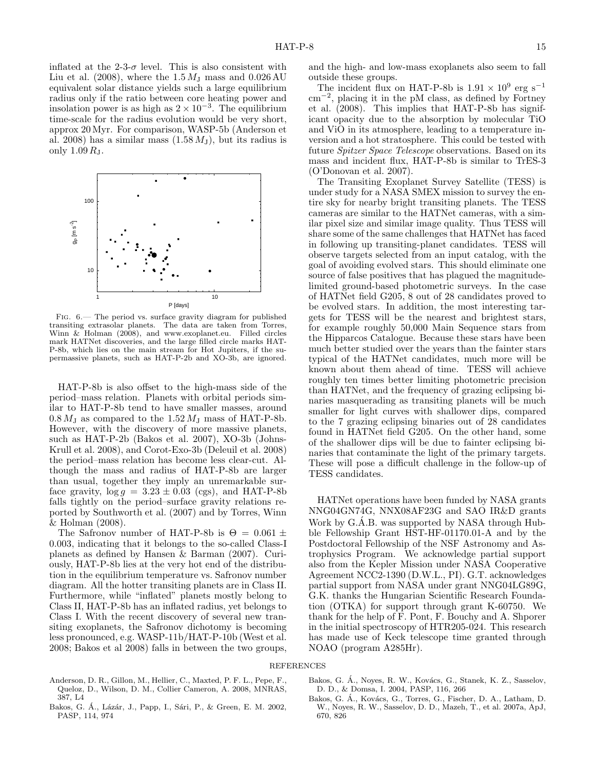inflated at the 2-3-$\sigma$ level. This is also consistent with Liu et al. (2008), where the $1.5\,M_{\rm J}$ mass and 0.026 AU equivalent solar distance yields such a large equilibrium radius only if the ratio between core heating power and insolation power is as high as $2 \times 10^{-3}$. The equilibrium time-scale for the radius evolution would be very short, approx 20 Myr. For comparison, WASP-5b (Anderson et al. 2008) has a similar mass ($1.58\,M_{\rm J}$), but its radius is only $1.09\,R_{\rm J}$.

FIG. 6.— The period vs. surface gravity diagram for published transiting extrasolar planets. The data are taken from Torres, Winn & Holman (2008), and www.exoplanet.eu. Filled circles mark HATNet discoveries, and the large filled circle marks HAT-P-8b, which lies on the main stream for Hot Jupiters, if the supermassive planets, such as HAT-P-2b and XO-3b, are ignored.

HAT-P-8b is also offset to the high-mass side of the period–mass relation. Planets with orbital periods similar to HAT-P-8b tend to have smaller masses, around $0.8\,M_{\rm J}$ as compared to the $1.52\,M_{\rm J}$ mass of HAT-P-8b. However, with the discovery of more massive planets, such as HAT-P-2b (Bakos et al. 2007), XO-3b (Johns-Krull et al. 2008), and Corot-Exo-3b (Deleuil et al. 2008) the period–mass relation has become less clear-cut. Although the mass and radius of HAT-P-8b are larger than usual, together they imply an unremarkable surface gravity, $\log g = 3.23 \pm 0.03$ (cgs), and HAT-P-8b falls tightly on the period–surface gravity relations reported by Southworth et al. (2007) and by Torres, Winn & Holman (2008).

The Safronov number of HAT-P-8b is $\Theta = 0.061 \pm 0.003$, indicating that it belongs to the so-called Class-I planets as defined by Hansen & Barman (2007). Curiously, HAT-P-8b lies at the very hot end of the distribution in the equilibrium temperature vs. Safronov number diagram. All the hotter transiting planets are in Class II. Furthermore, while "inflated" planets mostly belong to Class II, HAT-P-8b has an inflated radius, yet belongs to Class I. With the recent discovery of several new transiting exoplanets, the Safronov dichotomy is becoming less pronounced, e.g. WASP-11b/HAT-P-10b (West et al. 2008; Bakos et al 2008) falls in between the two groups, and the high- and low-mass exoplanets also seem to fall outside these groups.

The incident flux on HAT-P-8b is $1.91 \times 10^{9}$ erg s$^{-1}$ cm$^{-2}$, placing it in the pM class, as defined by Fortney et al. (2008). This implies that HAT-P-8b has significant opacity due to the absorption by molecular TiO and ViO in its atmosphere, leading to a temperature inversion and a hot stratosphere. This could be tested with future *Spitzer Space Telescope* observations. Based on its mass and incident flux, HAT-P-8b is similar to TrES-3 (O'Donovan et al. 2007).

The Transiting Exoplanet Survey Satellite (TESS) is under study for a NASA SMEX mission to survey the entire sky for nearby bright transiting planets. The TESS cameras are similar to the HATNet cameras, with a similar pixel size and similar image quality. Thus TESS will share some of the same challenges that HATNet has faced in following up transiting-planet candidates. TESS will observe targets selected from an input catalog, with the goal of avoiding evolved stars. This should eliminate one source of false positives that has plagued the magnitude-limited ground-based photometric surveys. In the case of HATNet field G205, 8 out of 28 candidates proved to be evolved stars. In addition, the most interesting targets for TESS will be the nearest and brightest stars, for example roughly 50,000 Main Sequence stars from the Hipparcos Catalogue. Because these stars have been much better studied over the years than the fainter stars typical of the HATNet candidates, much more will be known about them ahead of time. TESS will achieve roughly ten times better limiting photometric precision than HATNet, and the frequency of grazing eclipsing binaries masquerading as transiting planets will be much smaller for light curves with shallower dips, compared to the 7 grazing eclipsing binaries out of 28 candidates found in HATNet field G205. On the other hand, some of the shallower dips will be due to fainter eclipsing binaries that contaminate the light of the primary targets. These will pose a difficult challenge in the follow-up of TESS candidates.

HATNet operations have been funded by NASA grants NNG04GN74G, NNX08AF23G and SAO IR&D grants Work by G.Á.B. was supported by NASA through Hubble Fellowship Grant HST-HF-01170.01-A and by the Postdoctoral Fellowship of the NSF Astronomy and Astrophysics Program. We acknowledge partial support also from the Kepler Mission under NASA Cooperative Agreement NCC2-1390 (D.W.L., PI). G.T. acknowledges partial support from NASA under grant NNG04LG89G, G.K. thanks the Hungarian Scientific Research Foundation (OTKA) for support through grant K-60750. We thank for the help of F. Pont, F. Bouchy and A. Shporer in the initial spectroscopy of HTR205-024. This research has made use of Keck telescope time granted through NOAO (program A285Hr).

## REFERENCES

Anderson, D. R., Gillon, M., Hellier, C., Maxted, P. F. L., Pepe, F., Queloz, D., Wilson, D. M., Collier Cameron, A. 2008, MNRAS, 387, L4

Bakos, G. Á., Lázár, J., Papp, I., Sári, P., & Green, E. M. 2002, PASP, 114, 974

Bakos, G. Á., Noyes, R. W., Kovács, G., Stanek, K. Z., Sasselov, D. D., & Domsa, I. 2004, PASP, 116, 266

Bakos, G. Á., Kovács, G., Torres, G., Fischer, D. A., Latham, D. W., Noyes, R. W., Sasselov, D. D., Mazeh, T., et al. 2007a, ApJ, 670, 826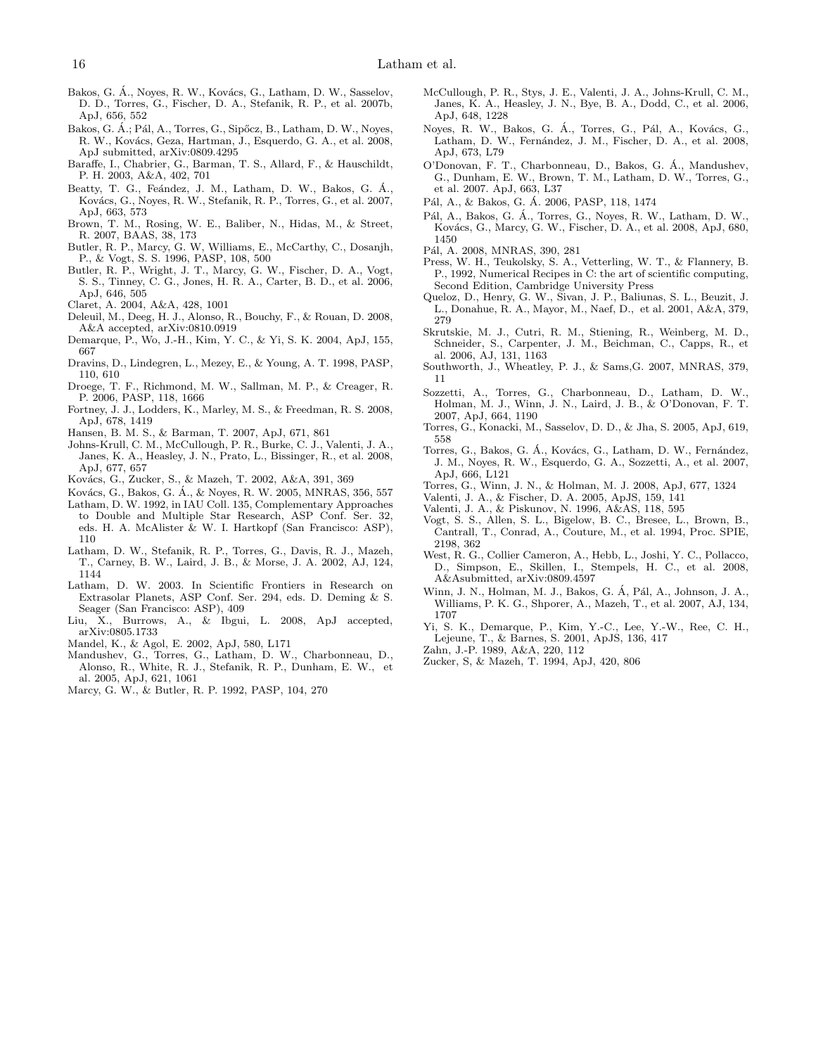Bakos, G. Á., Noyes, R. W., Kovács, G., Latham, D. W., Sasselov, D. D., Torres, G., Fischer, D. A., Stefanik, R. P., et al. 2007b, ApJ, 656, 552

Bakos, G. Á.; Pál, A., Torres, G., Sipőcz, B., Latham, D. W., Noyes, R. W., Kovács, Geza, Hartman, J., Esquerdo, G. A., et al. 2008, ApJ submitted, arXiv:0809.4295

Baraffe, I., Chabrier, G., Barman, T. S., Allard, F., & Hauschildt, P. H. 2003, A&A, 402, 701

Beatty, T. G., Feández, J. M., Latham, D. W., Bakos, G. Á., Kovács, G., Noyes, R. W., Stefanik, R. P., Torres, G., et al. 2007, ApJ, 663, 573

Brown, T. M., Rosing, W. E., Baliber, N., Hidas, M., & Street, R. 2007, BAAS, 38, 173

Butler, R. P., Marcy, G. W, Williams, E., McCarthy, C., Dosanjh, P., & Vogt, S. S. 1996, PASP, 108, 500

Butler, R. P., Wright, J. T., Marcy, G. W., Fischer, D. A., Vogt, S. S., Tinney, C. G., Jones, H. R. A., Carter, B. D., et al. 2006, ApJ, 646, 505

Claret, A. 2004, A&A, 428, 1001

Deleuil, M., Deeg, H. J., Alonso, R., Bouchy, F., & Rouan, D. 2008, A&A accepted, arXiv:0810.0919

Demarque, P., Wo, J.-H., Kim, Y. C., & Yi, S. K. 2004, ApJ, 155, 667

Dravins, D., Lindegren, L., Mezey, E., & Young, A. T. 1998, PASP, 110, 610

Droege, T. F., Richmond, M. W., Sallman, M. P., & Creager, R. P. 2006, PASP, 118, 1666

Fortney, J. J., Lodders, K., Marley, M. S., & Freedman, R. S. 2008, ApJ, 678, 1419

Hansen, B. M. S., & Barman, T. 2007, ApJ, 671, 861

Johns-Krull, C. M., McCullough, P. R., Burke, C. J., Valenti, J. A., Janes, K. A., Heasley, J. N., Prato, L., Bissinger, R., et al. 2008, ApJ, 677, 657

Kovács, G., Zucker, S., & Mazeh, T. 2002, A&A, 391, 369

Kovács, G., Bakos, G. Á., & Noyes, R. W. 2005, MNRAS, 356, 557

Latham, D. W. 1992, in IAU Coll. 135, Complementary Approaches to Double and Multiple Star Research, ASP Conf. Ser. 32, eds. H. A. McAlister & W. I. Hartkopf (San Francisco: ASP), 110

Latham, D. W., Stefanik, R. P., Torres, G., Davis, R. J., Mazeh, T., Carney, B. W., Laird, J. B., & Morse, J. A. 2002, AJ, 124, 1144

Latham, D. W. 2003. In Scientific Frontiers in Research on Extrasolar Planets, ASP Conf. Ser. 294, eds. D. Deming & S. Seager (San Francisco: ASP), 409

Liu, X., Burrows, A., & Ibgui, L. 2008, ApJ accepted, arXiv:0805.1733

Mandel, K., & Agol, E. 2002, ApJ, 580, L171

Mandushev, G., Torres, G., Latham, D. W., Charbonneau, D., Alonso, R., White, R. J., Stefanik, R. P., Dunham, E. W., et al. 2005, ApJ, 621, 1061

Marcy, G. W., & Butler, R. P. 1992, PASP, 104, 270

McCullough, P. R., Stys, J. E., Valenti, J. A., Johns-Krull, C. M., Janes, K. A., Heasley, J. N., Bye, B. A., Dodd, C., et al. 2006, ApJ, 648, 1228

Noyes, R. W., Bakos, G. Á., Torres, G., Pál, A., Kovács, G., Latham, D. W., Fernández, J. M., Fischer, D. A., et al. 2008, ApJ, 673, L79

O'Donovan, F. T., Charbonneau, D., Bakos, G. Á., Mandushev, G., Dunham, E. W., Brown, T. M., Latham, D. W., Torres, G., et al. 2007. ApJ, 663, L37

Pál, A., & Bakos, G. Á. 2006, PASP, 118, 1474

Pál, A., Bakos, G. Á., Torres, G., Noyes, R. W., Latham, D. W., Kovács, G., Marcy, G. W., Fischer, D. A., et al. 2008, ApJ, 680, 1450

Pál, A. 2008, MNRAS, 390, 281

Press, W. H., Teukolsky, S. A., Vetterling, W. T., & Flannery, B. P., 1992, Numerical Recipes in C: the art of scientific computing, Second Edition, Cambridge University Press

Queloz, D., Henry, G. W., Sivan, J. P., Baliunas, S. L., Beuzit, J. L., Donahue, R. A., Mayor, M., Naef, D., et al. 2001, A&A, 379, 279

Skrutskie, M. J., Cutri, R. M., Stiening, R., Weinberg, M. D., Schneider, S., Carpenter, J. M., Beichman, C., Capps, R., et al. 2006, AJ, 131, 1163

Southworth, J., Wheatley, P. J., & Sams,G. 2007, MNRAS, 379, 11

Sozzetti, A., Torres, G., Charbonneau, D., Latham, D. W., Holman, M. J., Winn, J. N., Laird, J. B., & O'Donovan, F. T. 2007, ApJ, 664, 1190

Torres, G., Konacki, M., Sasselov, D. D., & Jha, S. 2005, ApJ, 619, 558

Torres, G., Bakos, G. Á., Kovács, G., Latham, D. W., Fernández, J. M., Noyes, R. W., Esquerdo, G. A., Sozzetti, A., et al. 2007, ApJ, 666, L121

Torres, G., Winn, J. N., & Holman, M. J. 2008, ApJ, 677, 1324

Valenti, J. A., & Fischer, D. A. 2005, ApJS, 159, 141

Valenti, J. A., & Piskunov, N. 1996, A&AS, 118, 595

Vogt, S. S., Allen, S. L., Bigelow, B. C., Bresee, L., Brown, B., Cantrall, T., Conrad, A., Couture, M., et al. 1994, Proc. SPIE, 2198, 362

West, R. G., Collier Cameron, A., Hebb, L., Joshi, Y. C., Pollacco, D., Simpson, E., Skillen, I., Stempels, H. C., et al. 2008, A&Asubmitted, arXiv:0809.4597

Winn, J. N., Holman, M. J., Bakos, G. Á, Pál, A., Johnson, J. A., Williams, P. K. G., Shporer, A., Mazeh, T., et al. 2007, AJ, 134, 1707

Yi, S. K., Demarque, P., Kim, Y.-C., Lee, Y.-W., Ree, C. H., Lejeune, T., & Barnes, S. 2001, ApJS, 136, 417

Zahn, J.-P. 1989, A&A, 220, 112

Zucker, S., & Mazeh, T. 1994, ApJ, 420, 806